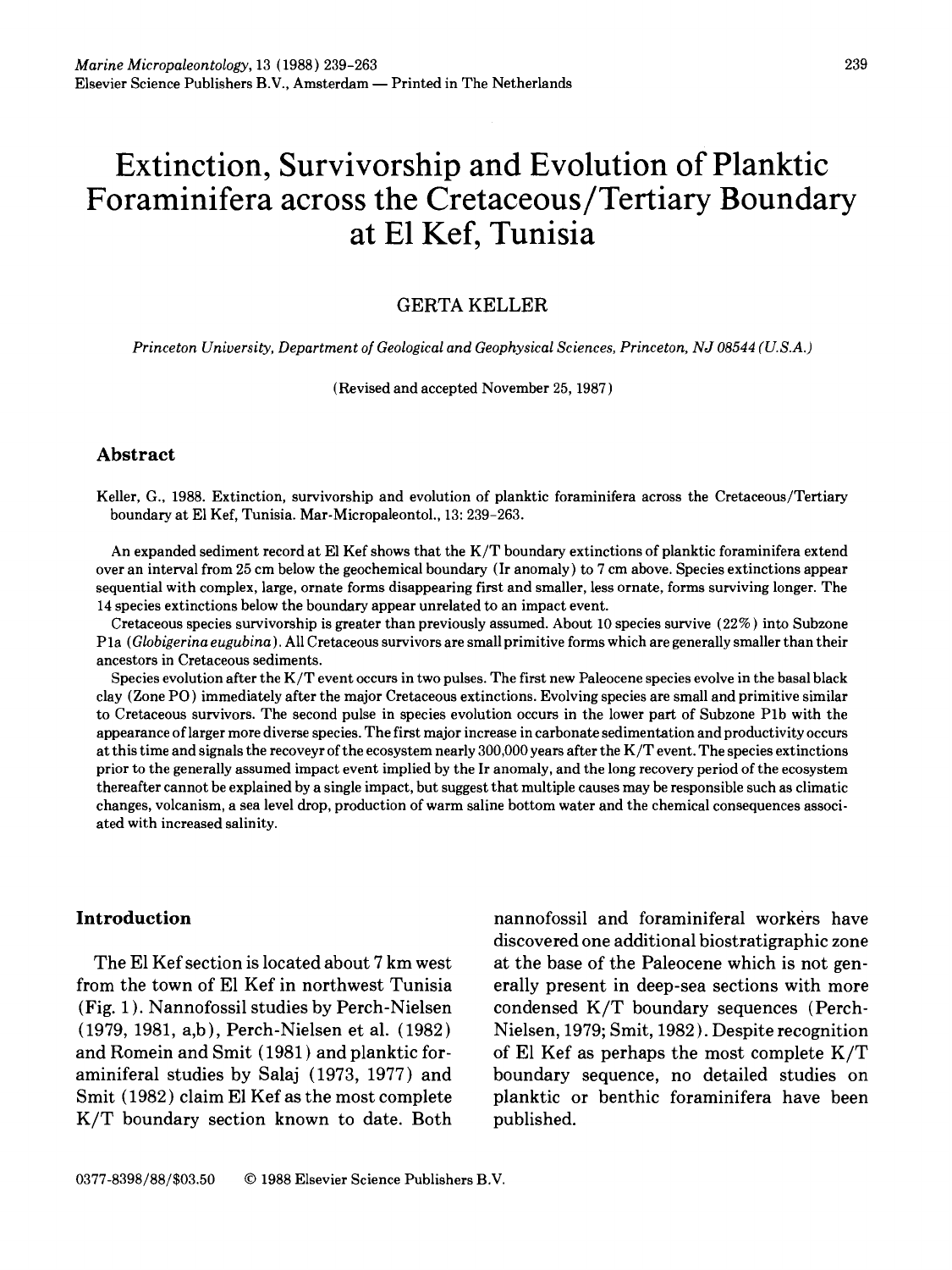# Extinction, Survivorship and Evolution of Planktic Foraminifera across the Cretaceous/Tertiary Boundary at El Kef, Tunisia

GERTA KELLER

*Princeton University, Department of Geological and Geophysical Sciences, Princeton, NJ 08544 (U.S.A.)*

(Revised and accepted November 25, 1987)

## Abstract

Keller, G., 1988. Extinction, survivorship and evolution of planktic foraminifera across the Cretaceous/Tertiary boundary at El Kef, Tunisia. Mar-Micropaleontol., 13: 239–263.

An expanded sediment record at El Kef shows that the K/T boundary extinctions of planktic foraminifera extend over an interval from 25 cm below the geochemical boundary (Ir anomaly) to 7 cm above. Species extinctions appear sequential with complex, large, ornate forms disappearing first and smaller, less ornate, forms surviving longer. The 14 species extinctions below the boundary appear unrelated to an impact event.

Cretaceous species survivorship is greater than previously assumed. About 10 species survive (22%) into Subzone P1a (*Globigerina eugubina*). All Cretaceous survivors are small primitive forms which are generally smaller than their ancestors in Cretaceous sediments.

Species evolution after the K/T event occurs in two pulses. The first new Paleocene species evolve in the basal black clay (Zone P0) immediately after the major Cretaceous extinctions. Evolving species are small and primitive similar to Cretaceous survivors. The second pulse in species evolution occurs in the lower part of Subzone P1b with the appearance of larger more diverse species. The first major increase in carbonate sedimentation and productivity occurs at this time and signals the recoveyr of the ecosystem nearly 300,000 years after the K/T event. The species extinctions prior to the generally assumed impact event implied by the Ir anomaly, and the long recovery period of the ecosystem thereafter cannot be explained by a single impact, but suggest that multiple causes may be responsible such as climatic changes, volcanism, a sea level drop, production of warm saline bottom water and the chemical consequences associated with increased salinity.

## Introduction

The El Kef section is located about 7 km west from the town of El Kef in northwest Tunisia (Fig. 1). Nannofossil studies by Perch-Nielsen (1979, 1981, a,b), Perch-Nielsen et al. (1982) and Romein and Smit (1981) and planktic foraminiferal studies by Salaj (1973, 1977) and Smit (1982) claim El Kef as the most complete K/T boundary section known to date. Both nannofossil and foraminiferal workers have discovered one additional biostratigraphic zone at the base of the Paleocene which is not generally present in deep-sea sections with more condensed K/T boundary sequences (Perch-Nielsen, 1979; Smit, 1982). Despite recognition of El Kef as perhaps the most complete K/T boundary sequence, no detailed studies on planktic or benthic foraminifera have been published.

0377-8398/88/$03.50 © 1988 Elsevier Science Publishers B.V.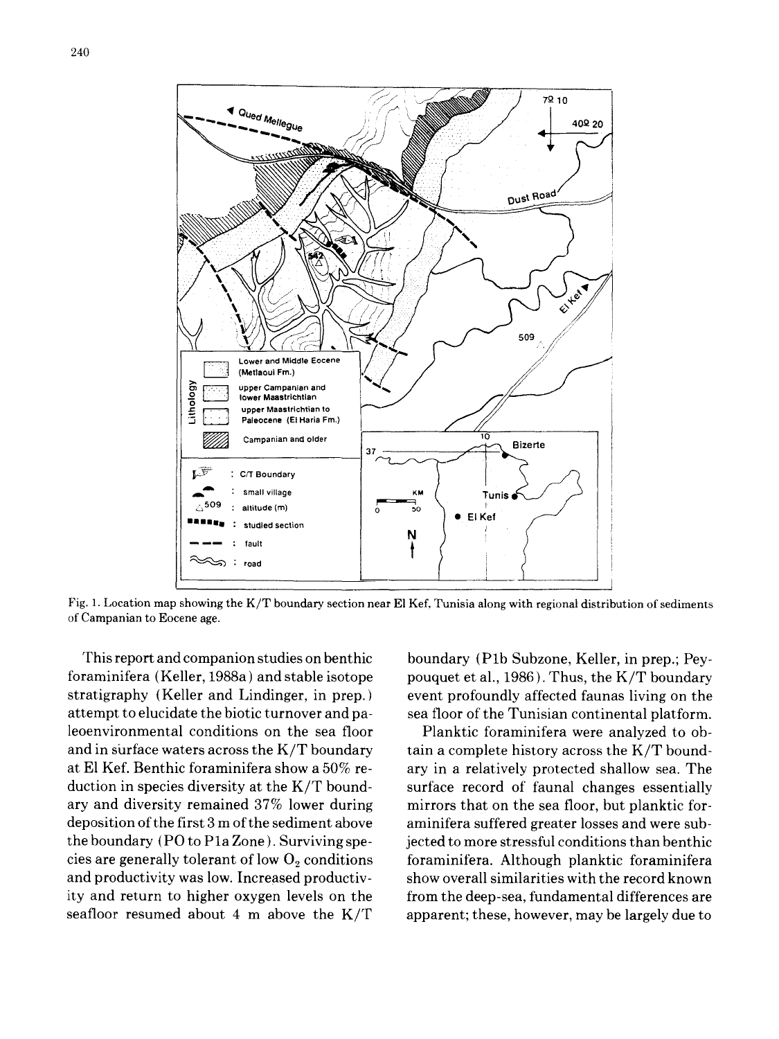Fig. 1. Location map showing the K/T boundary section near El Kef, Tunisia along with regional distribution of sediments of Campanian to Eocene age.

This report and companion studies on benthic foraminifera (Keller, 1988a) and stable isotope stratigraphy (Keller and Lindinger, in prep.) attempt to elucidate the biotic turnover and paleoenvironmental conditions on the sea floor and in surface waters across the K/T boundary at El Kef. Benthic foraminifera show a 50% reduction in species diversity at the K/T boundary and diversity remained 37% lower during deposition of the first 3 m of the sediment above the boundary (PO to P1a Zone). Surviving species are generally tolerant of low $O_2$ conditions and productivity was low. Increased productivity and return to higher oxygen levels on the seafloor resumed about 4 m above the K/T boundary (P1b Subzone, Keller, in prep.; Peypouquet et al., 1986). Thus, the K/T boundary event profoundly affected faunas living on the sea floor of the Tunisian continental platform.

Planktic foraminifera were analyzed to obtain a complete history across the K/T boundary in a relatively protected shallow sea. The surface record of faunal changes essentially mirrors that on the sea floor, but planktic foraminifera suffered greater losses and were subjected to more stressful conditions than benthic foraminifera. Although planktic foraminifera show overall similarities with the record known from the deep-sea, fundamental differences are apparent; these, however, may be largely due to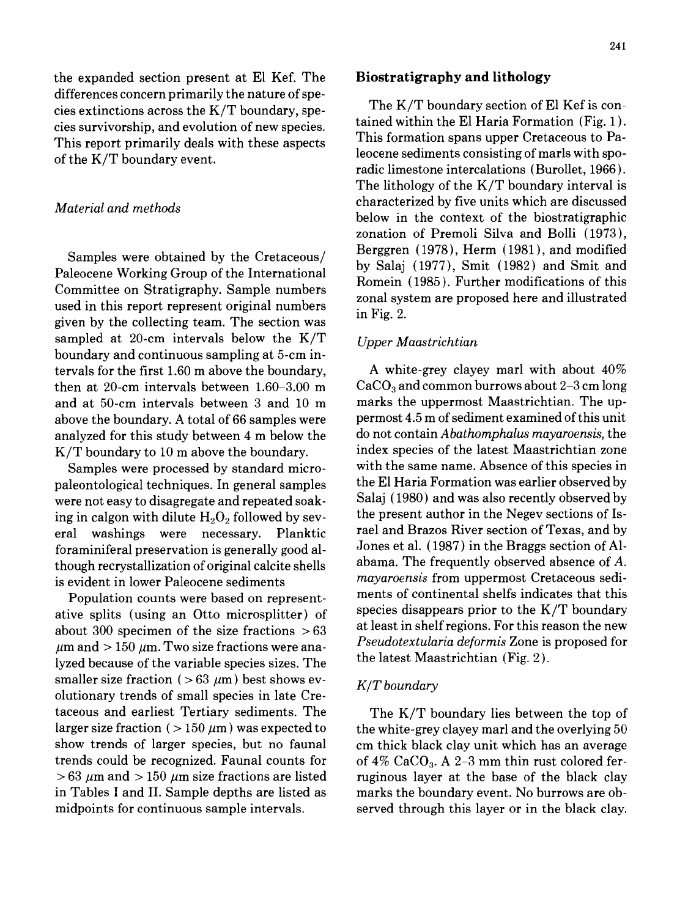the expanded section present at El Kef. The differences concern primarily the nature of species extinctions across the K/T boundary, species survivorship, and evolution of new species. This report primarily deals with these aspects of the K/T boundary event.

### *Material and methods*

Samples were obtained by the Cretaceous/Paleocene Working Group of the International Committee on Stratigraphy. Sample numbers used in this report represent original numbers given by the collecting team. The section was sampled at 20-cm intervals below the K/T boundary and continuous sampling at 5-cm intervals for the first 1.60 m above the boundary, then at 20-cm intervals between 1.60–3.00 m and at 50-cm intervals between 3 and 10 m above the boundary. A total of 66 samples were analyzed for this study between 4 m below the K/T boundary to 10 m above the boundary.

Samples were processed by standard micropaleontological techniques. In general samples were not easy to disagregate and repeated soaking in calgon with dilute $H_2O_2$ followed by several washings were necessary. Planktic foraminiferal preservation is generally good although recrystallization of original calcite shells is evident in lower Paleocene sediments

Population counts were based on representative splits (using an Otto microsplitter) of about 300 specimen of the size fractions > 63 μm and > 150 μm. Two size fractions were analyzed because of the variable species sizes. The smaller size fraction (> 63 μm) best shows evolutionary trends of small species in late Cretaceous and earliest Tertiary sediments. The larger size fraction (> 150 μm) was expected to show trends of larger species, but no faunal trends could be recognized. Faunal counts for > 63 μm and > 150 μm size fractions are listed in Tables I and II. Sample depths are listed as midpoints for continuous sample intervals.

## Biostratigraphy and lithology

The K/T boundary section of El Kef is contained within the El Haria Formation (Fig. 1). This formation spans upper Cretaceous to Paleocene sediments consisting of marls with sporadic limestone intercalations (Burollet, 1966). The lithology of the K/T boundary interval is characterized by five units which are discussed below in the context of the biostratigraphic zonation of Premoli Silva and Bolli (1973), Berggren (1978), Herm (1981), and modified by Salaj (1977), Smit (1982) and Smit and Romein (1985). Further modifications of this zonal system are proposed here and illustrated in Fig. 2.

### *Upper Maastrichtian*

A white-grey clayey marl with about 40% $CaCO_3$ and common burrows about 2–3 cm long marks the uppermost Maastrichtian. The uppermost 4.5 m of sediment examined of this unit do not contain *Abathomphalus mayaroensis*, the index species of the latest Maastrichtian zone with the same name. Absence of this species in the El Haria Formation was earlier observed by Salaj (1980) and was also recently observed by the present author in the Negev sections of Israel and Brazos River section of Texas, and by Jones et al. (1987) in the Braggs section of Alabama. The frequently observed absence of *A. mayaroensis* from uppermost Cretaceous sediments of continental shelfs indicates that this species disappears prior to the K/T boundary at least in shelf regions. For this reason the new *Pseudotextularia deformis* Zone is proposed for the latest Maastrichtian (Fig. 2).

### *K/T boundary*

The K/T boundary lies between the top of the white-grey clayey marl and the overlying 50 cm thick black clay unit which has an average of 4% $CaCO_3$. A 2–3 mm thin rust colored ferruginous layer at the base of the black clay marks the boundary event. No burrows are observed through this layer or in the black clay.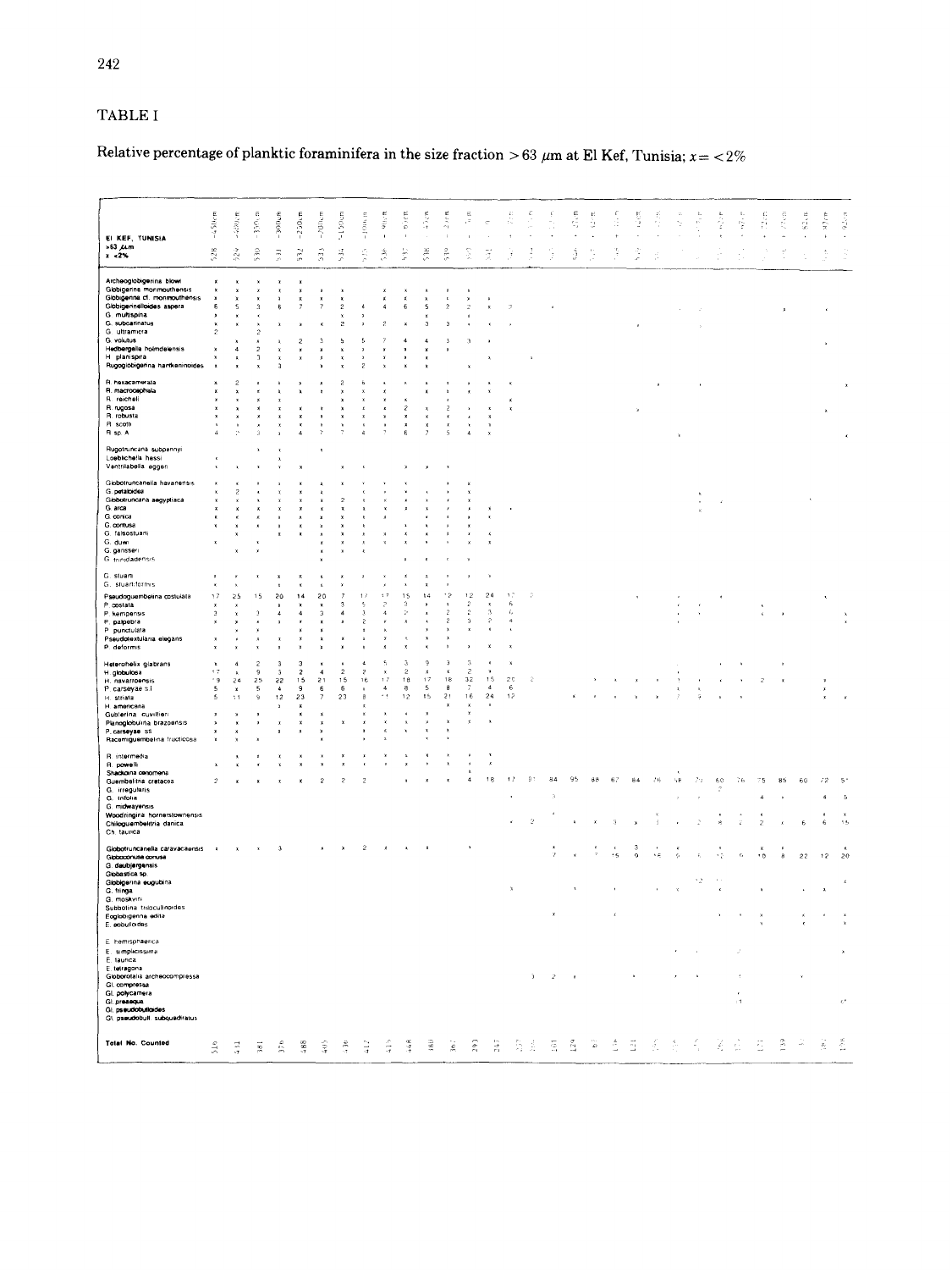## TABLE I

Relative percentage of planktic foraminifera in the size fraction > 63 $\mu$m at El Kef, Tunisia; x = < 2%

| EL KEF, TUNISIA >63 $\mu$m x <2% | -450cm | -400cm | -350cm | -300cm | -250cm | -200cm | -150cm | -100cm | -50cm | | | | | | | | | | | | | | | | | | | | | | |
|---|---|---|---|---|---|---|---|---|---|---|---|---|---|---|---|---|---|---|---|---|---|---|---|---|---|---|---|---|---|---|---|
| | 528 | 529 | 530 | 531 | 532 | 533 | 534 | 535 | 536 | 537 | 538 | 539 | | | | | | | | | | | | | | | | | | | |
| Archaeoglobigerina blowi | x | x | x | x | x | | | | | | | | | | | | | | | | | | | | | | | | | | |
| Globigerina monmouthensis | x | x | x | x | x | x | x | | x | x | x | x | x | | | | | | | | | | | | | | | | | | |
| Globigerina cf. monmouthensis | x | x | x | x | x | x | x | | x | x | x | x | x | x | | | | | | | | | | | | | | | | | |
| Globigerinelloides aspera | 6 | 5 | 3 | 6 | 7 | 7 | 2 | 4 | 4 | 6 | 5 | 2 | 2 | x | 2 | | | | | | | | | | | | | | | | |
| G. multispina | x | x | x | | | | x | x | | | | | | | | | | | | | | | | | | | | | | | |
| G. subcarinatus | x | x | x | x | x | x | 2 | x | 2 | x | 3 | 3 | x | x | | | | | | | | | | | | | | | | | |
| G. ultramicra | 2 | | 2 | | | | | | | | | | | | | | | | | | | | | | | | | | | | |
| G. volutus | | x | x | x | 2 | 3 | 5 | 5 | 7 | 4 | 4 | 3 | 3 | x | | | | | | | | | | | | | | | | | |
| Hedbergella holmdelensis | x | 4 | 2 | x | x | x | x | x | x | x | x | x | | | | | | | | | | | | | | | | | | | |
| H. planispira | x | x | 3 | x | x | x | x | x | x | x | x | | | x | | | | | | | | | | | | | | | | | |
| Rugoglobigerina hantkeninoides | x | x | x | 3 | | x | x | 2 | x | x | x | | x | | | | | | | | | | | | | | | | | | |
| R. hexacamerata | x | 2 | x | x | x | x | 2 | 6 | x | x | x | x | x | x | x | | | | | | | | | | | | | | | | |
| R. macrocephala | x | x | x | x | x | x | x | x | x | x | x | x | x | x | | | | | | | | | | | | | | | | | |
| R. reicheli | x | x | x | x | | x | x | x | x | x | | | | | | | | | | | | | | | | | | | | | |
| R. rugosa | x | x | x | x | x | x | x | x | x | 2 | x | 2 | x | x | x | | | | | | | | | | | | | | | | |
| R. robusta | x | x | x | x | x | x | x | x | x | x | x | x | x | x | | | | | | | | | | | | | | | | | |
| R. scotti | x | x | x | x | x | x | x | x | x | x | x | x | x | x | | | | | | | | | | | | | | | | | |
| R. sp. A | 4 | 7 | 3 | 3 | 4 | 7 | 7 | 4 | 7 | 6 | 7 | 5 | 4 | x | | | | | | | | | | | | | | | | | |
| Rugotruncana subpennyi | | | x | x | | x | | | | | | | | | | | | | | | | | | | | | | | | | |
| Loeblichella hessi | x | | | x | | | | | | | | | | | | | | | | | | | | | | | | | | | |
| Ventrilabrella eggeri | x | x | x | x | x | | x | x | | x | x | x | | | | | | | | | | | | | | | | | | | |
| Globotruncanella havanensis | x | x | x | x | x | x | x | x | x | x | x | x | x | | | | | | | | | | | | | | | | | | |
| G. petaloidea | x | 2 | x | x | x | x | x | x | x | x | x | x | x | | | | | | | | | | | | | | | | | | |
| Globotruncana aegyptiaca | x | x | x | x | x | x | 2 | x | x | x | x | x | x | | | | | | | | | | | | | | | | | | |
| G. arca | x | x | x | x | x | x | x | x | x | x | x | x | x | x | | | | | | | | | | | | | | | | | |
| G. conica | x | x | x | x | x | x | x | x | x | x | x | x | x | | | | | | | | | | | | | | | | | | |
| G. contusa | x | x | x | x | x | x | x | x | x | x | x | x | | | | | | | | | | | | | | | | | | | |
| G. falsostuarti | | x | | x | x | x | x | x | x | x | x | x | x | x | | | | | | | | | | | | | | | | | |
| G. duwi | x | | x | | | x | x | x | x | x | x | x | x | | | | | | | | | | | | | | | | | | |
| G. gansseri | | x | x | | | x | x | x | | | | | | | | | | | | | | | | | | | | | | | |
| G. trinidadensis | | | | | | x | | | x | x | x | x | | | | | | | | | | | | | | | | | | | |
| G. stuarti | x | x | x | x | x | x | x | x | x | x | x | x | x | x | | | | | | | | | | | | | | | | | |
| G. stuartiformis | x | x | | x | x | x | x | | x | x | x | x | | | | | | | | | | | | | | | | | | | |
| Pseudoguembelina costulata | 17 | 25 | 15 | 20 | 14 | 20 | 7 | 17 | 17 | 15 | 14 | 12 | 12 | 24 | 17 | 2 | | | | | | | | | | | | | | | |
| P. costata | x | x | | x | x | x | 3 | 5 | 2 | 3 | x | x | 2 | x | 6 | | | | | | | | | | | | | | | | |
| P. kempensis | 3 | x | 3 | 4 | 4 | 3 | 4 | 3 | 4 | 2 | x | 2 | 2 | 3 | 6 | | | | | | | | | | | | | | | | |
| P. palpebra | x | x | x | x | x | x | x | 2 | x | x | x | 2 | 3 | 2 | 4 | | | | | | | | | | | | | | | | |
| P. punctulata | | x | x | | x | x | | x | x | | x | x | x | x | x | | | | | | | | | | | | | | | | |
| Pseudotextularia elegans | x | x | x | x | x | x | x | x | 2 | x | x | x | | | | | | | | | | | | | | | | | | | |
| P. deformis | x | x | x | x | x | x | x | x | x | x | x | x | x | x | x | | | | | | | | | | | | | | | | |
| Heterohelix glabrans | x | 4 | 2 | 3 | 3 | x | x | 4 | 5 | 3 | 9 | 3 | 3 | x | x | | | | | | | | | | | | | | | | |
| H. globulosa | 17 | x | 9 | 3 | 2 | 4 | 2 | 2 | x | 2 | x | x | 2 | x | | | | | | | | | | | | | | | | | |
| H. navarroensis | 19 | 24 | 25 | 22 | 15 | 21 | 15 | 16 | 17 | 18 | 17 | 18 | 32 | 15 | 20 | 2 | | | | | | | | | | | | | | | |
| P. carseyae s.l. | 5 | x | 5 | 4 | 9 | 6 | 6 | x | 4 | 8 | 5 | 8 | 7 | 4 | 6 | | | | | | | | | | | | | | | | |
| H. striata | 5 | 11 | 9 | 12 | 23 | 7 | 23 | 8 | 11 | 12 | 15 | 21 | 16 | 24 | 12 | | | | | | | | | | | | | | | | |
| H. americana | | | | x | x | | | x | | | | x | x | x | | | | | | | | | | | | | | | | | |
| Gublerina cuvillieri | x | x | x | | x | x | | x | x | x | x | x | | | | | | | | | | | | | | | | | | | |
| Planoglobulina brazoensis | x | x | x | x | x | x | x | x | x | x | x | x | x | x | | | | | | | | | | | | | | | | | |
| P. carseyae s.s. | x | x | | x | x | x | | x | x | x | x | x | | | | | | | | | | | | | | | | | | | |
| Racemiguembelina fructicosa | x | x | x | | | x | | x | x | | x | x | | | | | | | | | | | | | | | | | | | |
| R. intermedia | | x | x | x | x | x | x | x | x | x | x | x | x | x | | | | | | | | | | | | | | | | | |
| R. powelli | x | x | x | x | x | x | x | x | x | x | x | x | x | x | | | | | | | | | | | | | | | | | |
| Shackoina cenomana | | | | | | | | | | | | | x | | | | | | | | | | | | | | | | | | |
| Guembelina cretacea | 2 | x | x | x | x | 2 | 2 | 2 | | x | x | x | 4 | 18 | 12 | 31 | 84 | 95 | 88 | 67 | 84 | 76 | 58 | 71 | 60 | 76 | 75 | 85 | 60 | 72 | 51 |
| G. irregularis | | | | | | | | | | | | | | | | | | | | | | | | | | | 4 | x | | 4 | 5 |
| G. infolia | | | | | | | | | | | | | | | | | | | | | | | | | | | | | | | |
| G. midwayensis | | | | | | | | | | | | | | | | | | | | | | | | | | | | | | | |
| Woodringina hornerstownensis | | | | | | | | | | | | | | | | | | | | | | | | | | | | | | | |
| Chiloguembelina danica | | | | | | | | | | | | | | | x | 2 | | x | x | 3 | x | 3 | x | 2 | 8 | 2 | 2 | x | 6 | 6 | 15 |
| Ch. taurica | | | | | | | | | | | | | | | | | | | | | | | | | | | | | | | |
| Globotruncanella caravacaensis | x | x | x | 3 | | x | x | 2 | x | x | x | | x | | | | | | | | | | | | | | | | | | |
| Globoconusa conusa | | | | | | | | | | | | | | | | | 7 | x | 7 | 15 | 9 | 16 | 6 | x | 12 | 6 | 10 | 8 | 22 | 12 | 20 |
| G. daubjergensis | | | | | | | | | | | | | | | | | | | | | | | | | | | | | | | |
| Globastica sp. | | | | | | | | | | | | | | | | | | | | | | | | | | | | | | | |
| Globigerina eugubina | | | | | | | | | | | | | | | | | | | | | | | | 12 | | | | | | | |
| G. fringa | | | | | | | | | | | | | | | | | | | | | | | | | | | | | | | |
| G. moskvini | | | | | | | | | | | | | | | | | | | | | | | | | | | | | | | |
| Subbotina triloculinoides | | | | | | | | | | | | | | | | | | | | | | | | | | | | | | | |
| Eoglobigerina edita | | | | | | | | | | | | | | | | | | | | | | | | | | | | | | | |
| E. eobulloides | | | | | | | | | | | | | | | | | | | | | | | | | | | | | | | |
| E. hemisphaerica | | | | | | | | | | | | | | | | | | | | | | | | | | | | | | | |
| E. simplicissima | | | | | | | | | | | | | | | | | | | | | | | | | | | | | | | |
| E. taurica | | | | | | | | | | | | | | | | | | | | | | | | | | | | | | | |
| E. tetragona | | | | | | | | | | | | | | | | | | | | | | | | | | | | | | | |
| Globorotalia archeocompressa | | | | | | | | | | | | | | | | | | | | | | | | | | | | | | | |
| Gl. compressa | | | | | | | | | | | | | | | | | | | | | | | | | | | | | | | |
| Gl. polycamera | | | | | | | | | | | | | | | | | | | | | | | | | | | | | | | |
| Gl. praequa | | | | | | | | | | | | | | | | | | | | | | | | | | | | | | | |
| Gl. pseudobulloides | | | | | | | | | | | | | | | | | | | | | | | | | | | | | | | |
| Gl. pseudobull. subquadratus | | | | | | | | | | | | | | | | | | | | | | | | | | | | | | | |
| Total No. Counted | 516 | 511 | 381 | 376 | 488 | 405 | 436 | 417 | 415 | 448 | 180 | 362 | 293 | 247 | | | | | | | | | | | | | | | | | |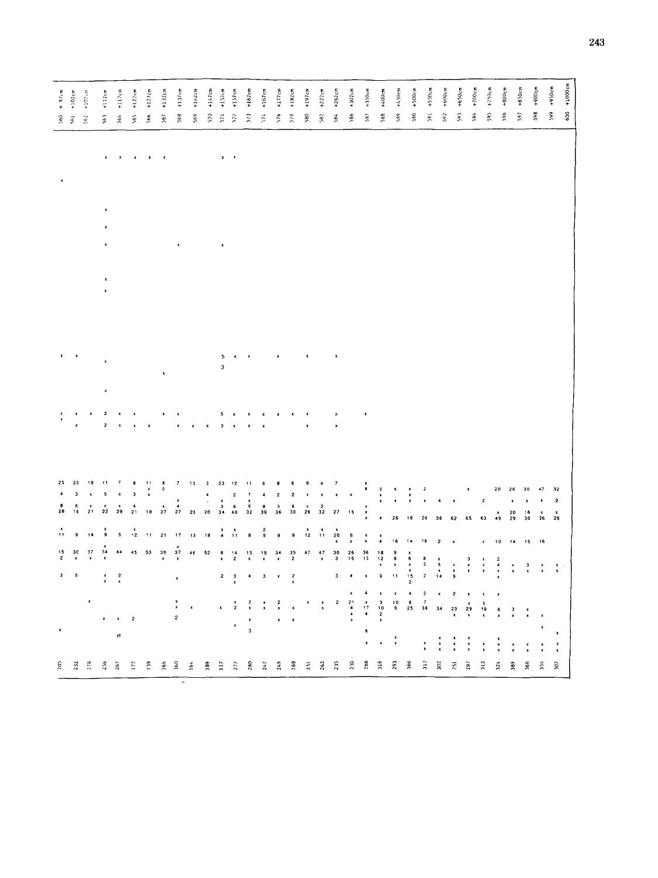| 560 +97cm | 561 +102cm | 562 +107cm | 563 +112cm | 564 +117cm | 565 +122cm | 566 +127cm | 567 +132cm | 568 +137cm | 569 +142cm | 570 +147cm | 571 +152cm | 572 +157cm | 573 +162cm | 574 +167cm | 576 +177cm | 578 +182cm | 580 +197cm | 582 +222cm | 584 +262cm | 586 +302cm | 587 +350cm | 588 +400cm | 589 +450cm | 590 +500cm | 591 +550cm | 592 +600cm | 593 +650cm | 594 +700cm | 595 +750cm | 596 +800cm | 597 +850cm | 598 +900cm | 599 +950cm | 600 +1000cm |
|---|---|---|---|---|---|---|---|---|---|---|---|---|---|---|---|---|---|---|---|---|---|---|---|---|---|---|---|---|---|---|---|---|---|---|
| | | | x | x | x | x | x | | | | x | x | | | | | | | | | | | | | | | | | | | | | | |
| x | | | | | | | | | | | | | | | | | | | | | | | | | | | | | | | | | | |
| | | | x | | | | | | | | | | | | | | | | | | | | | | | | | | | | | | | |
| | | | x | | | | | | | | | | | | | | | | | | | | | | | | | | | | | | | |
| | | | x | | | | | x | | | x | | | | | | | | | | | | | | | | | | | | | | | |
| | | | x | | | | | | | | | | | | | | | | | | | | | | | | | | | | | | | |
| | | | x | | | | | | | | | | | | | | | | | | | | | | | | | | | | | | | |
| x | x | | x | | | | | | | | 5 | x | x | | x | | x | | x | | | | | | | | | | | | | | | |
| | | | | | | | x | | | | 3 | | | | | | | | | | | | | | | | | | | | | | | |
| | | | x | | | | | | | | | | | | | | | | | | | | | | | | | | | | | | | |
| x x | x | x | 2 | x | x | | x | x | | | 5 | x | x | x | x | x | x | | x | | x | | | | | | | | | | | | | |
| | x | | 2 | x | x | x | | x | x | x | 3 | x | x | x | | | x | | x | | | | | | | | | | | | | | | |
| 25 | 23 | 19 | 11 | 7 | 8 | 11 | 8 | 7 | 13 | 3 | 23 | 12 | 11 | 6 | 8 | 6 | 9 | 4 | 7 | | x | 3 | 4 | x | 2 | | | x | | 20 | 26 | 30 | 47 | 52 |
| 4 | 3 | x | 5 | x | 3 | x | 2 | | | 4 | | 2 | 7 | 4 | 2 | 2 | x | x | x | x | 6 | x | | x | | | | | | | | | | |
| | | | | | | | | x | | . | x | | x | | | | | | | | | x | x | x | x | 4 | x | | 2 | | x | x | 4 | 2 |
| 8 | 6 | x | x | x | 4 | | x | 4 | | | 3 | 6 | 9 | 8 | 3 | 8 | x | 2 | | | x | | | | | | | | | | | | | |
| 28 | 16 | 21 | 22 | 29 | 21 | 18 | 27 | 27 | 23 | 20 | 34 | 40 | 32 | 39 | 36 | 30 | 26 | 32 | 27 | 15 | x | | | | | | | | | x | 20 | 16 | x | x |
| | | | | | | | | | | | | | | | | | | | | | x | 4 | 26 | 16 | 20 | 36 | 62 | 65 | 63 | 49 | 29 | 30 | 26 | 29 |
| | | | x | | x | | | | | | x | x | | 2 | | | x | x | x | | | x | | | | | | | | | | | | |
| 11 | 9 | 14 | 9 | 5 | 12 | 11 | 21 | 17 | 13 | 18 | 4 | 11 | 8 | 9 | 9 | 9 | 12 | 11 | 20 | 6 | x | | | | | | | | | | | | | |
| | | | | | | | | | | | | | | | | | | | x | x | x | 4 | 16 | 14 | 16 | 2 | x | | x | 10 | 14 | 15 | 16 | |
| | | | x | | | | | x | | | | | | | | | | | | | | | | | | | | | | | | | | |
| 15 | 30 | 37 | 34 | 44 | 45 | 53 | 39 | 37 | 46 | 52 | 8 | 14 | 15 | 19 | 34 | 35 | 47 | 47 | 30 | 26 | 36 | 18 | 9 | x | | | | | | | | | | |
| 2 | x | x | x | | | | x | x | | | x | 2 | x | x | x | 2 | | x | 3 | 15 | 13 | 12 | 8 | 6 | 8 | x | | 3 | x | 2 | | | | |
| | | | | | | | | | | | | | | | | | | | | | | x | x | x | 2 | 5 | x | x | x | 4 | x | 3 | x | x |
| | | | | | | | | | | | | | | | | | | | | | | | | x | | x | x | x | x | x | x | x | x | x |
| 3 | 5 | | x | 2 | | | | x | | | 2 | 3 | 4 | 3 | x | 2 | | | 3 | 4 | x | 9 | 11 | 15 | 2 | 14 | 9 | | | | | | | |
| | | | x | x | | | | | | | | x | | | | x | | | | | | | | 2 | | | | | | x | | | | |
| | | | | | | | | | | | | | | | | | | | | x | 4 | x | x | 4 | 2 | x | 2 | x | x | x | | | | |
| | | x | | | | | | x | | | | x | 2 | x | 2 | | x | x | 2 | 21 | x | 3 | 10 | 6 | 7 | | | x | 5 | | | | | |
| | | | | | | | | x | x | | x | 2 | x | x | x | x | | x | | 4 | 17 | 10 | 9 | 25 | 39 | 34 | 23 | 29 | 19 | 6 | 3 | x | | |
| | | | x | x | 2 | | | 2 | | | | | x | | x | x | | | | x | 4 | 2 | | | | | x | x | x | x | x | x | x | |
| | | | | | | | | | | | | | | | | | | | | x | | x | | | | | | | | | | | | |
| | | | | | | | | | | | | x | | | | | | | | | | | | | | | | | | | | | x | |
| x | | | | | | | | | | | | | 3 | | | | | | | 6 | | | | | | | | | | | | | | x |
| | | | | cf | | | | | | | | | | | | | | | | | | | | | | | | | | | | | | |
| | | | | | | | | | | | | | | | | | | | | | | | x | | | x | x | x | | x | | | | |
| | | | | | | | | | | | | | | | | | | | | | x | x | x | | x | x | x | x | x | x | x | x | x | 7 |
| | | | | | | | | | | | | | | | | | | | | | | | | | x | x | x | x | x | x | x | x | x | x |
| 205 | 232 | 278 | 256 | 267 | 172 | 139 | 266 | 360 | 164 | 189 | 117 | 277 | 280 | 242 | 249 | 168 | 251 | 262 | 235 | 230 | 268 | 316 | 293 | 366 | 317 | 302 | 251 | 297 | 312 | 324 | 389 | 366 | 354 | 307 |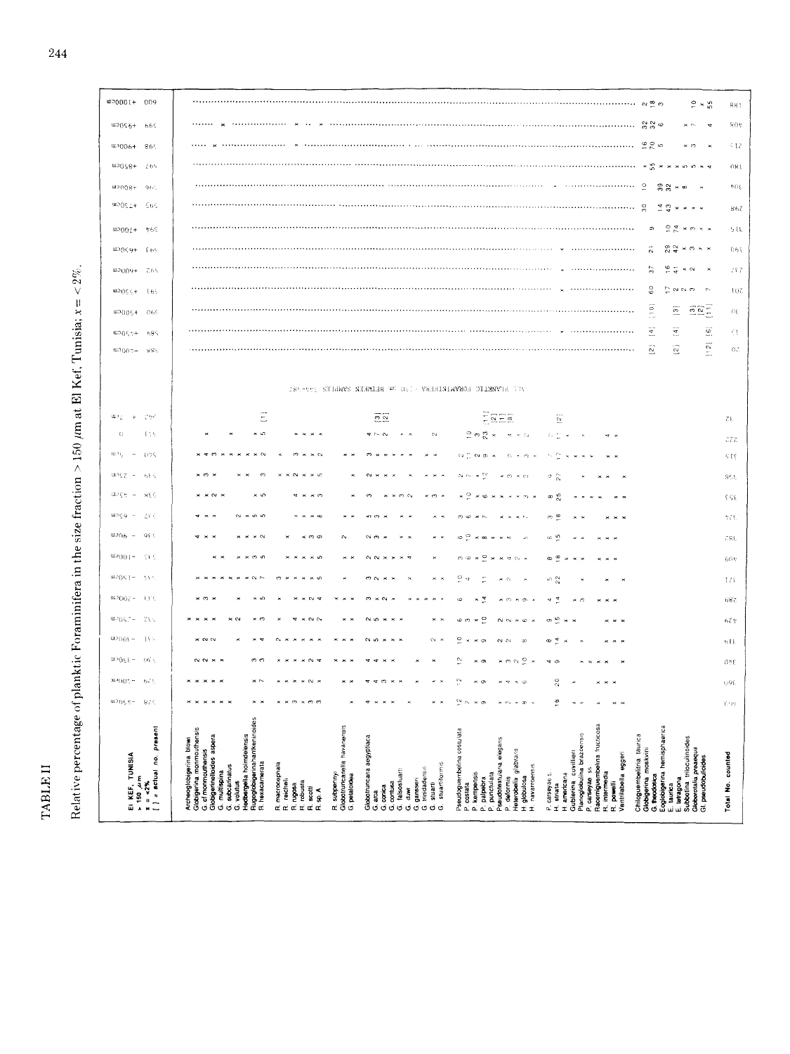# TABLE II

Relative percentage of planktic Foraminifera in the size fraction > 150 µm at El Kef, Tunisia; x = < 2%.

El KEF, TUNISIA
> 150 µm
x = <2%
[ ] = actual no. present

Note: ALL PLANKTIC FORAMINIFERA < 150 µm BETWEEN SAMPLES 544–587.

| Species | 528 −450cm | 529 −400cm | 530 −350cm | 531 −300cm | 532 −250cm | 533 −200cm | 534 −150cm | 535 −100cm | 536 −90cm | 537 −65cm | 538 −45cm | 539 −25cm | 540 −5cm | 541 0 | 542 +7cm | 588 +400cm | 589 +425cm | 590 +450cm | 591 +550cm | 592 +600cm | 593 +650cm | 594 +700cm | 595 +750cm | 596 +800cm | 597 +850cm | 598 +900cm | 599 +950cm | 600 +1000cm |
|---|---|---|---|---|---|---|---|---|---|---|---|---|---|---|---|---|---|---|---|---|---|---|---|---|---|---|---|---|
| Archeoglobigerina blowi | | | | | | | | | | | | | | | | | | | | | | | | | | | | |
| Globigerina monmouthensis | | | | | | | | | | | | | | | | | | | | | | | | | | | | |
| G. cf monmouthensis | | | | | | | | | | | | | | | | | | | | | | | | | | | | |
| Globigerinelloides aspera | | | | | | | | | | | | | | | | | | | | | | | | | | | | |
| G. multispina | | | | | | | | | | | | | | | | | | | | | | | | | | | | |
| G. subcarinatus | | | | | | | | | | | | | | | | | | | | | | | | | | | | |
| G. volutus | | | | | | | | | | | | | | | | | | | | | | | | | | | | |
| Hedbergella holmdelensis | | | | | | | | | | | | | | | | | | | | | | | | | | | | |
| Rugoglobigerina hantkeninoides | | | | | | | | | | | | | | | | | | | | | | | | | | | | |
| R. hexacamerata | | | | | | | | | | | | | | | [1] | | | | | | | | | | | | | |
| R. macrocephala | | | | | | | | | | | | | | | | | | | | | | | | | | | | |
| R. reicheli | | | | | | | | | | | | | | | | | | | | | | | | | | | | |
| R. rugosa | | | | | | | | | | | | | | | | | | | | | | | | | | | | |
| R. robusta | | | | | | | | | | | | | | | | | | | | | | | | | | | | |
| R. scotti | | | | | | | | | | | | | | | | | | | | | | | | | | | | |
| R. sp. A | | | | | | | | | | | | | | | | | | | | | | | | | | | | |
| R. subpennyi | | | | | | | | | | | | | | | | | | | | | | | | | | | | |
| Globotruncanella havanensis | | | | | | | | | | | | | | | | | | | | | | | | | | | | |
| G. petaloidea | | | | | | | | | | | | | | | | | | | | | | | | | | | | |
| Globotruncana aegyptiaca | | | | | | | | | | | | | | | | | | | | | | | | | | | | |
| G. arca | | | | | | | | | | | | | | | [3] | | | | | | | | | | | | | |
| G. conica | | | | | | | | | | | | | | | [2] | | | | | | | | | | | | | |
| G. contusa | | | | | | | | | | | | | | | | | | | | | | | | | | | | |
| G. falsostuarti | | | | | | | | | | | | | | | | | | | | | | | | | | | | |
| G. duwi | | | | | | | | | | | | | | | | | | | | | | | | | | | | |
| G. gansseri | | | | | | | | | | | | | | | | | | | | | | | | | | | | |
| G. trinidadensis | | | | | | | | | | | | | | | | | | | | | | | | | | | | |
| G. stuarti | | | | | | | | | | | | | | | | | | | | | | | | | | | | |
| G. stuartiformis | | | | | | | | | | | | | | | | | | | | | | | | | | | | |
| Pseudoguembelina costulata | | | | | | | | | | | | | | | [11] | | | | | | | | | | | | | |
| P. costata | | | | | | | | | | | | | | | | | | | | | | | | | | | | |
| P. kempensis | | | | | | | | | | | | | | | [2] | | | | | | | | | | | | | |
| P. palpebra | | | | | | | | | | | | | | | [1] | | | | | | | | | | | | | |
| P. punctulata | | | | | | | | | | | | | | | [8] | | | | | | | | | | | | | |
| Pseudotextularia elegans | | | | | | | | | | | | | | | | | | | | | | | | | | | | |
| P. deformis | | | | | | | | | | | | | | | | | | | | | | | | | | | | |
| Heterohelix glabrans | | | | | | | | | | | | | | | | | | | | | | | | | | | | |
| H. globulosa | | | | | | | | | | | | | | | | | | | | | | | | | | | | |
| H. navarroensis | | | | | | | | | | | | | | | | | | | | | | | | | | | | |
| P. carseyae s.l. | | | | | | | | | | | | | | | [2] | | | | | | | | | | | | | |
| H. striata | | | | | | | | | | | | | | | | | | | | | | | | | | | | |
| H. americana | | | | | | | | | | | | | | | | | | | | | | | | | | | | |
| Gublerina cuvillieri | | | | | | | | | | | | | | | | | | | | | | | | | | | | |
| Planoglobulina brazoensis | | | | | | | | | | | | | | | | | | | | | | | | | | | | |
| P. carseyae s.s. | | | | | | | | | | | | | | | | | | | | | | | | | | | | |
| Racemiguembelina fructicosa | | | | | | | | | | | | | | | | | | | | | | | | | | | | |
| R. intermedia | | | | | | | | | | | | | | | | | | | | | | | | | | | | |
| R. powelli | | | | | | | | | | | | | | | | | | | | | | | | | | | | |
| Ventilabrella eggeri | | | | | | | | | | | | | | | | | | | | | | | | | | | | |
| Chiloguembelina taurica | | | | | | | | | | | | | | | | | | | | | | | | | | | | |
| Globigerina moskvini | | | | | | | | | | | | | | | | | | | | | | | | | | | | |
| G. theodosica | | | | | | | | | | | | | | | | | | | | | | | | | | | | |
| Eoglobigerina hemisphaerica | | | | | | | | | | | | | | | | | | | | | | | | | | | | |
| E. taurica | | | | | | | | | | | | | | | | | | | | | | | | | | | | |
| E. tetragona | | | | | | | | | | | | | | | | | | | | | | | | | | | | |
| Subbotina triloculinoides | | | | | | | | | | | | | | | | | | | | | | | | | | | | |
| Globorotalia preaequa | | | | | | | | | | | | | | | | | | | | | | | | | | | | |
| Gl. pseudobulloides | | | | | | | | | | | | | | | | | | | | | | | | | | | | |
| **Total No. counted** | 403 | 390 | 350 | 319 | 429 | 289 | 171 | 409 | 382 | 373 | 355 | 398 | 315 | 222 | 32 | 20 | 21 | 20 | 201 | 217 | 390 | 315 | 298 | 306 | 180 | 217 | 408 | 881 |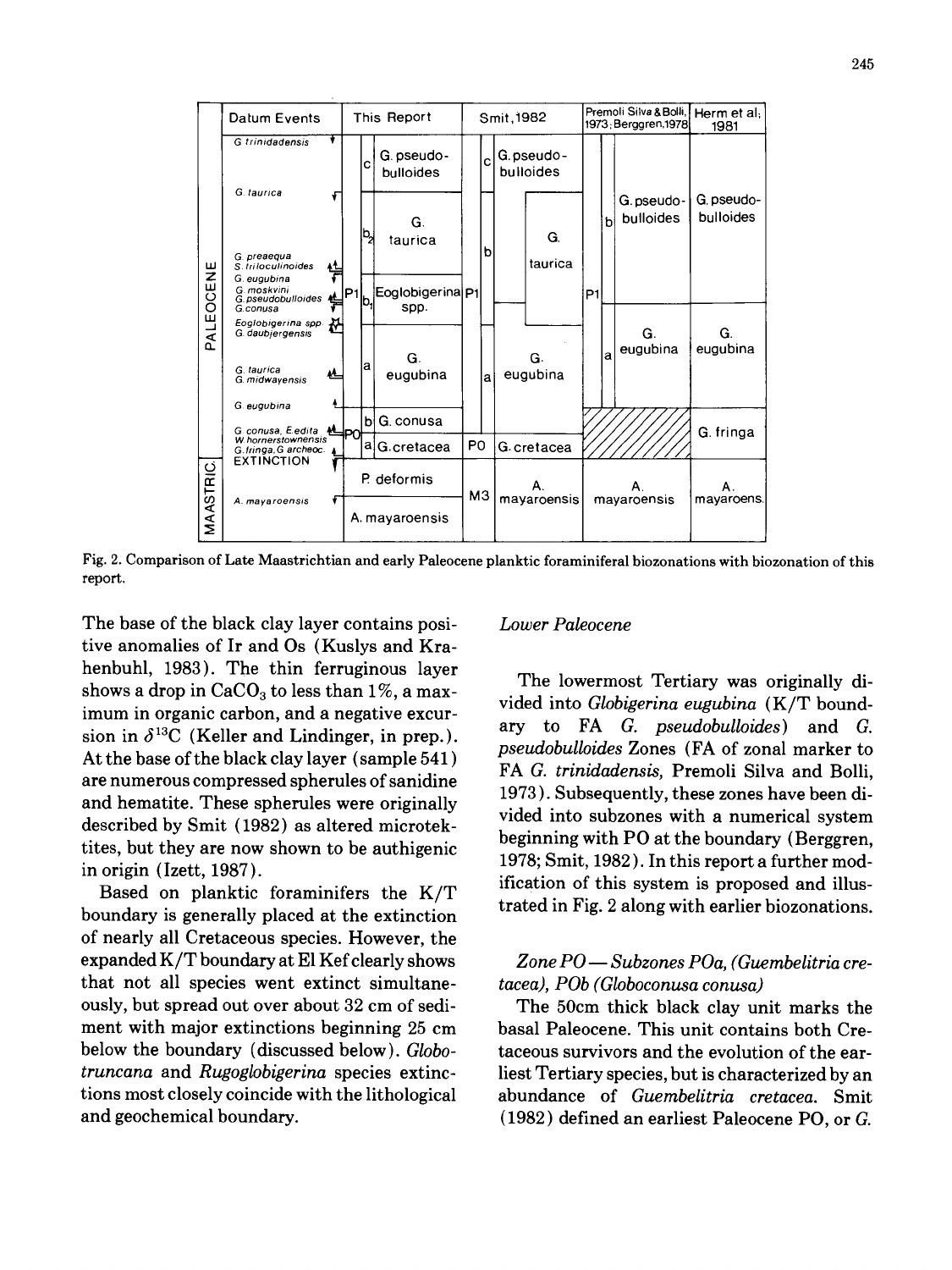| | Datum Events | This Report | | | Smit, 1982 | | | Premoli Silva & Bolli, 1973; Berggren, 1978 | | | Herm et al; 1981 |
|---|---|---|---|---|---|---|---|---|---|---|---|
| PALEOCENE | G. trinidadensis | P1 | c | G. pseudo-bulloides | P1 | c | G. pseudo-bulloides | P1 | b | G. pseudo-bulloides | G. pseudo-bulloides |
| | G. taurica | | b2 | G. taurica | | b | G. taurica | | | | |
| | G. preaequa, S. triloculinoides, G. eugubina, G. moskvini, G. pseudobulloides, G. conusa | | b1 | Eoglobigerina spp. | | | | | | | |
| | Eoglobigerina spp., G. daubjergensis, G. taurica, G. midwayensis | | a | G. eugubina | | a | G. eugubina | | a | G. eugubina | G. eugubina |
| | G. eugubina | | | | | | | | | | |
| | G. conusa, E. edita, W. hornerstownensis | P0 | b | G. conusa | | | | | | | G. fringa |
| | G. fringa, G. archeoc. | | a | G. cretacea | P0 | | G. cretacea | | | | |
| MAASTRIC | EXTINCTION | P. deformis | | | M3 | | A. mayaroensis | A. mayaroensis | | | A. mayaroens. |
| | A. mayaroensis | A. mayaroensis | | | | | | | | | |

Fig. 2. Comparison of Late Maastrichtian and early Paleocene planktic foraminiferal biozonations with biozonation of this report.

The base of the black clay layer contains positive anomalies of Ir and Os (Kuslys and Krahenbuhl, 1983). The thin ferruginous layer shows a drop in $CaCO_3$ to less than 1%, a maximum in organic carbon, and a negative excursion in $\delta^{13}C$ (Keller and Lindinger, in prep.). At the base of the black clay layer (sample 541) are numerous compressed spherules of sanidine and hematite. These spherules were originally described by Smit (1982) as altered microtektites, but they are now shown to be authigenic in origin (Izett, 1987).

Based on planktic foraminifers the K/T boundary is generally placed at the extinction of nearly all Cretaceous species. However, the expanded K/T boundary at El Kef clearly shows that not all species went extinct simultaneously, but spread out over about 32 cm of sediment with major extinctions beginning 25 cm below the boundary (discussed below). *Globotruncana* and *Rugoglobigerina* species extinctions most closely coincide with the lithological and geochemical boundary.

### *Lower Paleocene*

The lowermost Tertiary was originally divided into *Globigerina eugubina* (K/T boundary to FA *G. pseudobulloides*) and *G. pseudobulloides* Zones (FA of zonal marker to FA *G. trinidadensis*, Premoli Silva and Bolli, 1973). Subsequently, these zones have been divided into subzones with a numerical system beginning with P0 at the boundary (Berggren, 1978; Smit, 1982). In this report a further modification of this system is proposed and illustrated in Fig. 2 along with earlier biozonations.

#### *Zone P0 — Subzones P0a, (Guembelitria cretacea), P0b (Globoconusa conusa)*

The 50cm thick black clay unit marks the basal Paleocene. This unit contains both Cretaceous survivors and the evolution of the earliest Tertiary species, but is characterized by an abundance of *Guembelitria cretacea*. Smit (1982) defined an earliest Paleocene P0, or *G.*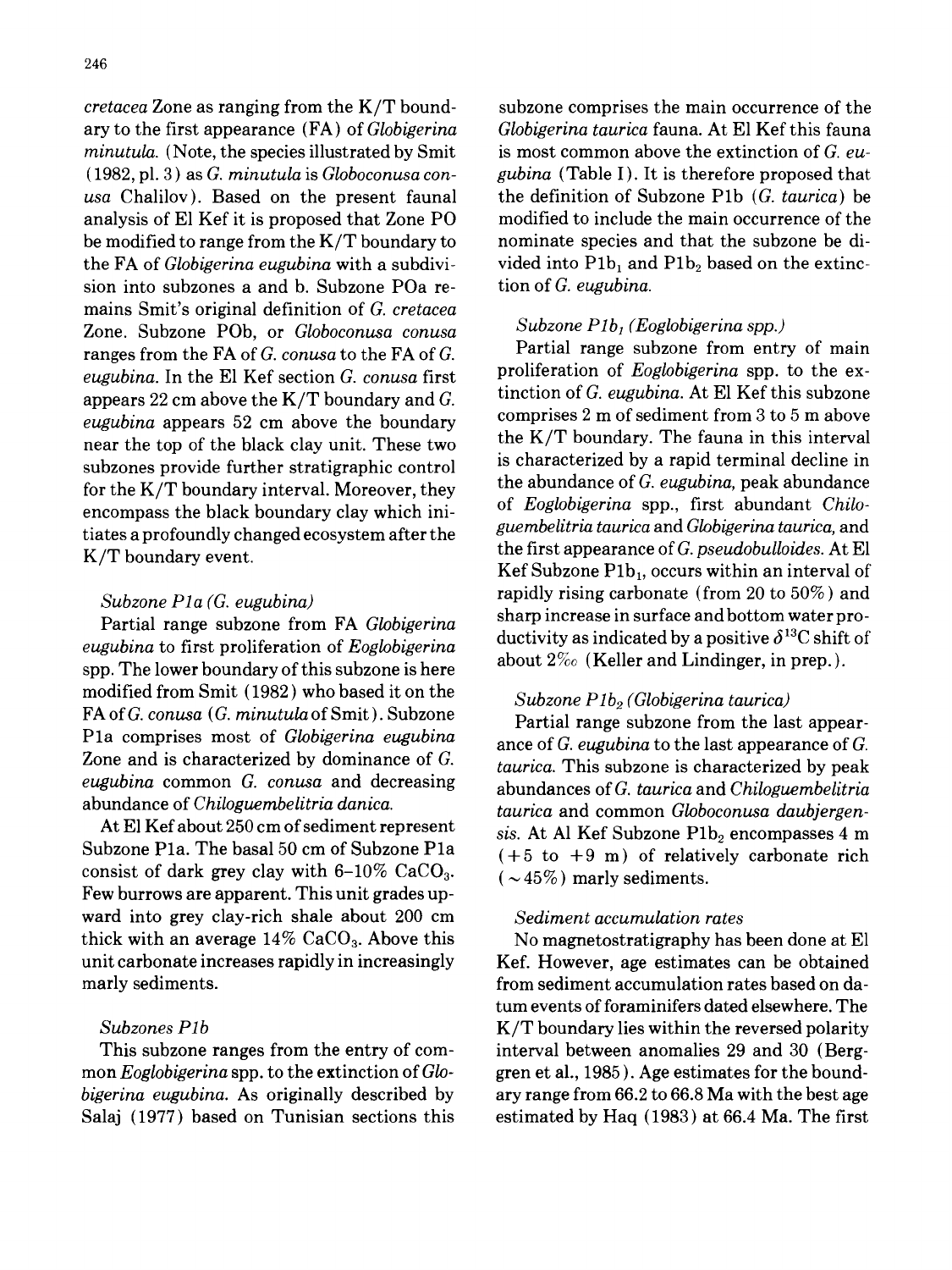*cretacea* Zone as ranging from the K/T boundary to the first appearance (FA) of *Globigerina minutula*. (Note, the species illustrated by Smit (1982, pl. 3) as *G. minutula* is *Globoconusa conusa* Chalilov). Based on the present faunal analysis of El Kef it is proposed that Zone P0 be modified to range from the K/T boundary to the FA of *Globigerina eugubina* with a subdivision into subzones a and b. Subzone P0a remains Smit's original definition of *G. cretacea* Zone. Subzone P0b, or *Globoconusa conusa* ranges from the FA of *G. conusa* to the FA of *G. eugubina*. In the El Kef section *G. conusa* first appears 22 cm above the K/T boundary and *G. eugubina* appears 52 cm above the boundary near the top of the black clay unit. These two subzones provide further stratigraphic control for the K/T boundary interval. Moreover, they encompass the black boundary clay which initiates a profoundly changed ecosystem after the K/T boundary event.

### *Subzone P1a (G. eugubina)*

Partial range subzone from FA *Globigerina eugubina* to first proliferation of *Eoglobigerina* spp. The lower boundary of this subzone is here modified from Smit (1982) who based it on the FA of *G. conusa* (*G. minutula* of Smit). Subzone P1a comprises most of *Globigerina eugubina* Zone and is characterized by dominance of *G. eugubina* common *G. conusa* and decreasing abundance of *Chiloguembelitria danica*.

At El Kef about 250 cm of sediment represent Subzone P1a. The basal 50 cm of Subzone P1a consist of dark grey clay with 6–10% $CaCO_3$. Few burrows are apparent. This unit grades upward into grey clay-rich shale about 200 cm thick with an average 14% $CaCO_3$. Above this unit carbonate increases rapidly in increasingly marly sediments.

### *Subzones P1b*

This subzone ranges from the entry of common *Eoglobigerina* spp. to the extinction of *Globigerina eugubina*. As originally described by Salaj (1977) based on Tunisian sections this subzone comprises the main occurrence of the *Globigerina taurica* fauna. At El Kef this fauna is most common above the extinction of *G. eugubina* (Table I). It is therefore proposed that the definition of Subzone P1b (*G. taurica*) be modified to include the main occurrence of the nominate species and that the subzone be divided into $P1b_1$ and $P1b_2$ based on the extinction of *G. eugubina*.

### *Subzone $P1b_1$ (Eoglobigerina spp.)*

Partial range subzone from entry of main proliferation of *Eoglobigerina* spp. to the extinction of *G. eugubina*. At El Kef this subzone comprises 2 m of sediment from 3 to 5 m above the K/T boundary. The fauna in this interval is characterized by a rapid terminal decline in the abundance of *G. eugubina*, peak abundance of *Eoglobigerina* spp., first abundant *Chiloguembelitria taurica* and *Globigerina taurica*, and the first appearance of *G. pseudobulloides*. At El Kef Subzone $P1b_1$, occurs within an interval of rapidly rising carbonate (from 20 to 50%) and sharp increase in surface and bottom water productivity as indicated by a positive $\delta^{13}C$ shift of about 2‰ (Keller and Lindinger, in prep.).

### *Subzone $P1b_2$ (Globigerina taurica)*

Partial range subzone from the last appearance of *G. eugubina* to the last appearance of *G. taurica*. This subzone is characterized by peak abundances of *G. taurica* and *Chiloguembelitria taurica* and common *Globoconusa daubjergensis*. At Al Kef Subzone $P1b_2$ encompasses 4 m (+5 to +9 m) of relatively carbonate rich (~45%) marly sediments.

### *Sediment accumulation rates*

No magnetostratigraphy has been done at El Kef. However, age estimates can be obtained from sediment accumulation rates based on datum events of foraminifers dated elsewhere. The K/T boundary lies within the reversed polarity interval between anomalies 29 and 30 (Berggren et al., 1985). Age estimates for the boundary range from 66.2 to 66.8 Ma with the best age estimated by Haq (1983) at 66.4 Ma. The first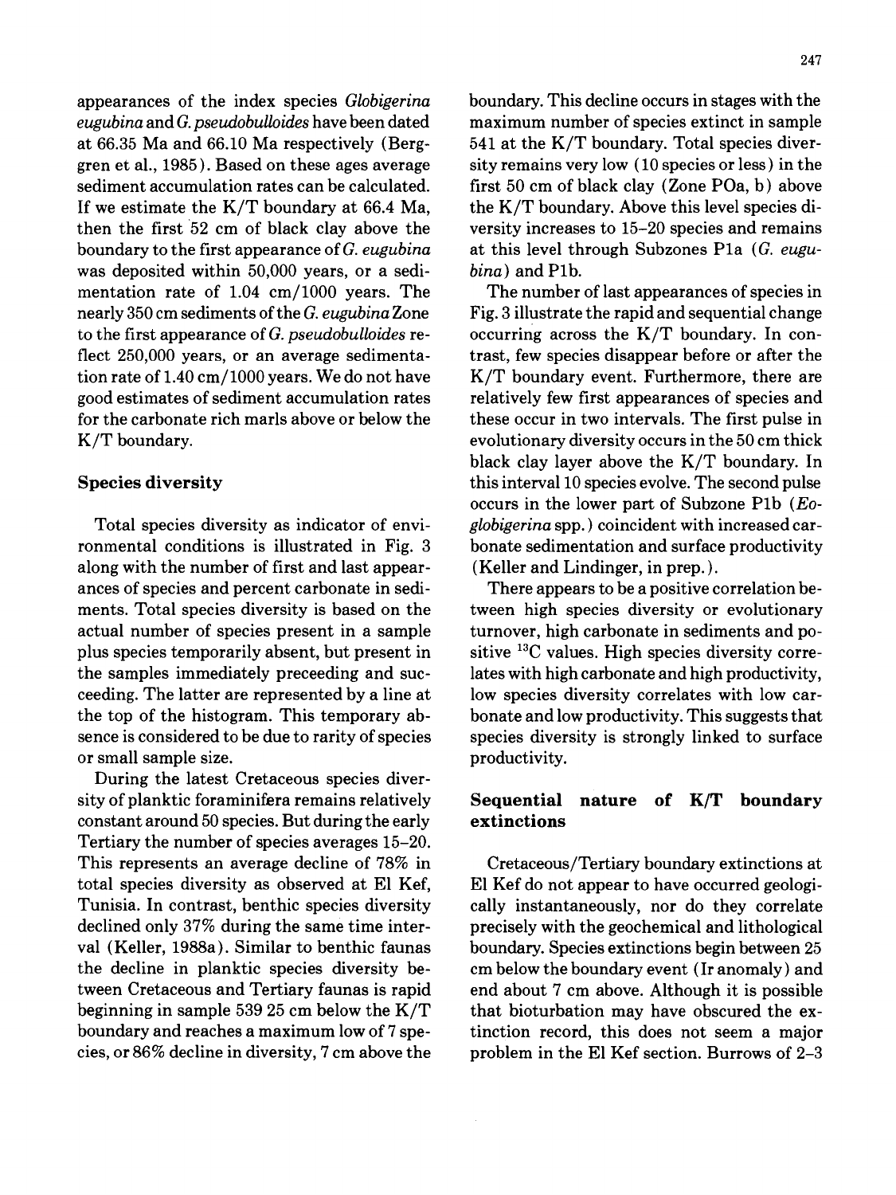appearances of the index species *Globigerina eugubina* and *G. pseudobulloides* have been dated at 66.35 Ma and 66.10 Ma respectively (Berggren et al., 1985). Based on these ages average sediment accumulation rates can be calculated. If we estimate the K/T boundary at 66.4 Ma, then the first 52 cm of black clay above the boundary to the first appearance of *G. eugubina* was deposited within 50,000 years, or a sedimentation rate of 1.04 cm/1000 years. The nearly 350 cm sediments of the *G. eugubina* Zone to the first appearance of *G. pseudobulloides* reflect 250,000 years, or an average sedimentation rate of 1.40 cm/1000 years. We do not have good estimates of sediment accumulation rates for the carbonate rich marls above or below the K/T boundary.

## Species diversity

Total species diversity as indicator of environmental conditions is illustrated in Fig. 3 along with the number of first and last appearances of species and percent carbonate in sediments. Total species diversity is based on the actual number of species present in a sample plus species temporarily absent, but present in the samples immediately preceeding and succeeding. The latter are represented by a line at the top of the histogram. This temporary absence is considered to be due to rarity of species or small sample size.

During the latest Cretaceous species diversity of planktic foraminifera remains relatively constant around 50 species. But during the early Tertiary the number of species averages 15–20. This represents an average decline of 78% in total species diversity as observed at El Kef, Tunisia. In contrast, benthic species diversity declined only 37% during the same time interval (Keller, 1988a). Similar to benthic faunas the decline in planktic species diversity between Cretaceous and Tertiary faunas is rapid beginning in sample 539 25 cm below the K/T boundary and reaches a maximum low of 7 species, or 86% decline in diversity, 7 cm above the boundary. This decline occurs in stages with the maximum number of species extinct in sample 541 at the K/T boundary. Total species diversity remains very low (10 species or less) in the first 50 cm of black clay (Zone P0a, b) above the K/T boundary. Above this level species diversity increases to 15–20 species and remains at this level through Subzones P1a (*G. eugubina*) and P1b.

The number of last appearances of species in Fig. 3 illustrate the rapid and sequential change occurring across the K/T boundary. In contrast, few species disappear before or after the K/T boundary event. Furthermore, there are relatively few first appearances of species and these occur in two intervals. The first pulse in evolutionary diversity occurs in the 50 cm thick black clay layer above the K/T boundary. In this interval 10 species evolve. The second pulse occurs in the lower part of Subzone P1b (*Eoglobigerina* spp.) coincident with increased carbonate sedimentation and surface productivity (Keller and Lindinger, in prep.).

There appears to be a positive correlation between high species diversity or evolutionary turnover, high carbonate in sediments and positive $^{13}C$ values. High species diversity correlates with high carbonate and high productivity, low species diversity correlates with low carbonate and low productivity. This suggests that species diversity is strongly linked to surface productivity.

## Sequential nature of K/T boundary extinctions

Cretaceous/Tertiary boundary extinctions at El Kef do not appear to have occurred geologically instantaneously, nor do they correlate precisely with the geochemical and lithological boundary. Species extinctions begin between 25 cm below the boundary event (Ir anomaly) and end about 7 cm above. Although it is possible that bioturbation may have obscured the extinction record, this does not seem a major problem in the El Kef section. Burrows of 2–3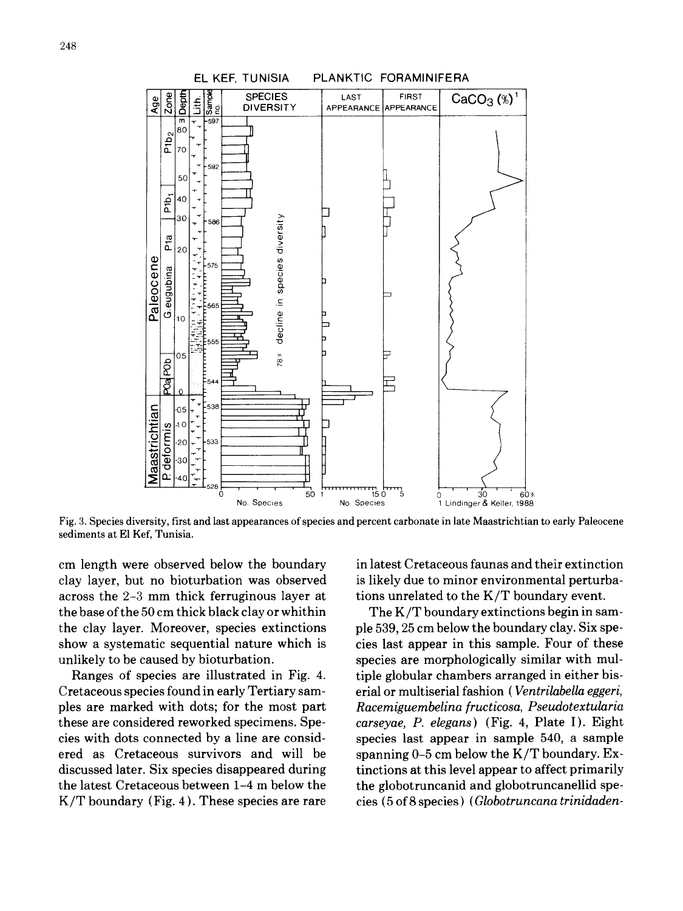Fig. 3. Species diversity, first and last appearances of species and percent carbonate in late Maastrichtian to early Paleocene sediments at El Kef, Tunisia.

cm length were observed below the boundary clay layer, but no bioturbation was observed across the 2–3 mm thick ferruginous layer at the base of the 50 cm thick black clay or whithin the clay layer. Moreover, species extinctions show a systematic sequential nature which is unlikely to be caused by bioturbation.

Ranges of species are illustrated in Fig. 4. Cretaceous species found in early Tertiary samples are marked with dots; for the most part these are considered reworked specimens. Species with dots connected by a line are considered as Cretaceous survivors and will be discussed later. Six species disappeared during the latest Cretaceous between 1–4 m below the K/T boundary (Fig. 4). These species are rare in latest Cretaceous faunas and their extinction is likely due to minor environmental perturbations unrelated to the K/T boundary event.

The K/T boundary extinctions begin in sample 539, 25 cm below the boundary clay. Six species last appear in this sample. Four of these species are morphologically similar with multiple globular chambers arranged in either biserial or multiserial fashion (*Ventrilabella eggeri*, *Racemiguembelina fructicosa*, *Pseudotextularia carseyae*, *P. elegans*) (Fig. 4, Plate I). Eight species last appear in sample 540, a sample spanning 0–5 cm below the K/T boundary. Extinctions at this level appear to affect primarily the globotruncanid and globotruncanellid species (5 of 8 species) (*Globotruncana trinidaden-*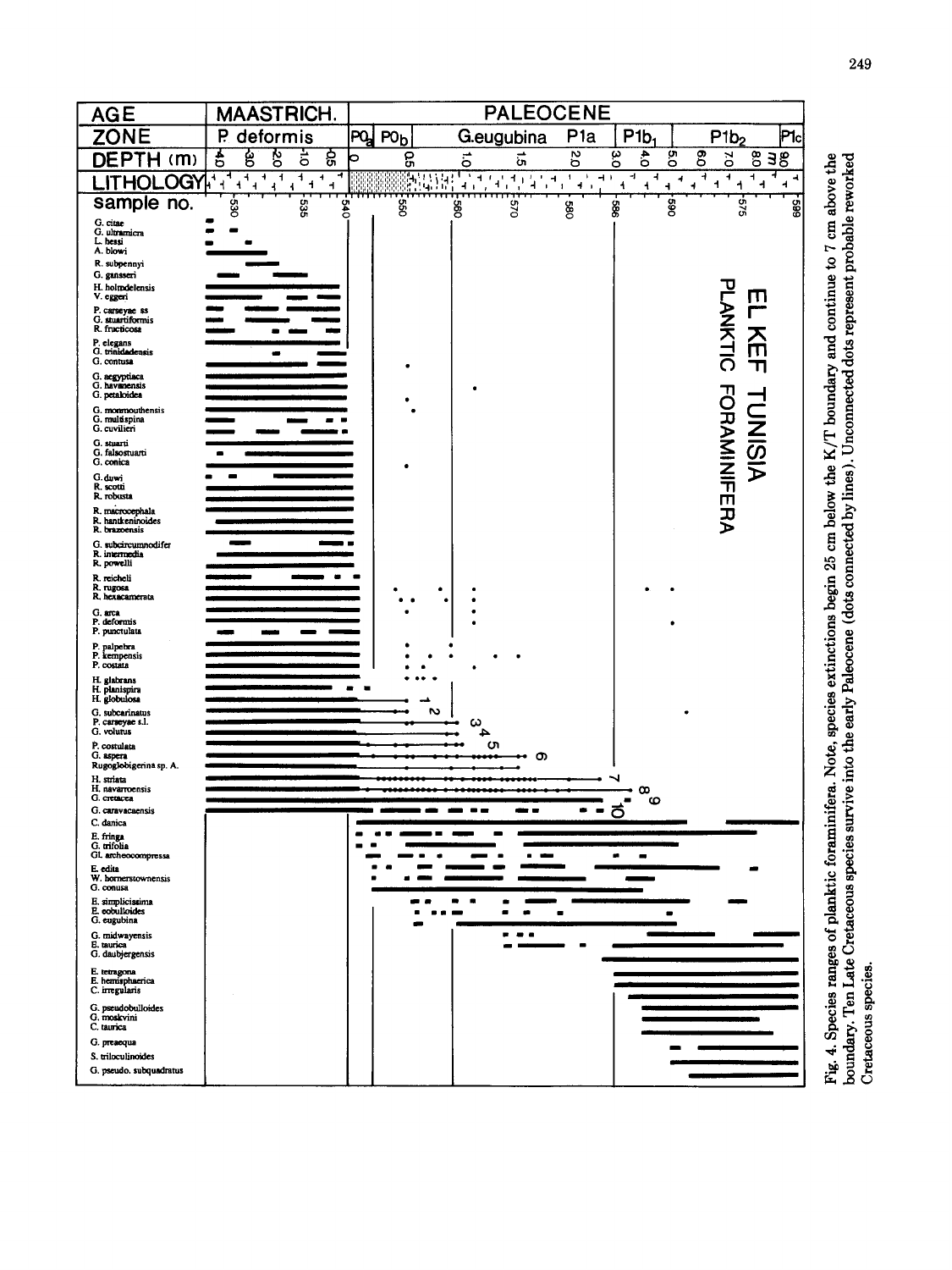Fig. 4. Species ranges of planktic foraminifera. Note, species extinctions begin 25 cm below the K/T boundary and continue to 7 cm above the boundary. Ten Late Cretaceous species survive into the early Paleocene (dots connected by lines). Unconnected dots represent probable reworked Cretaceous species.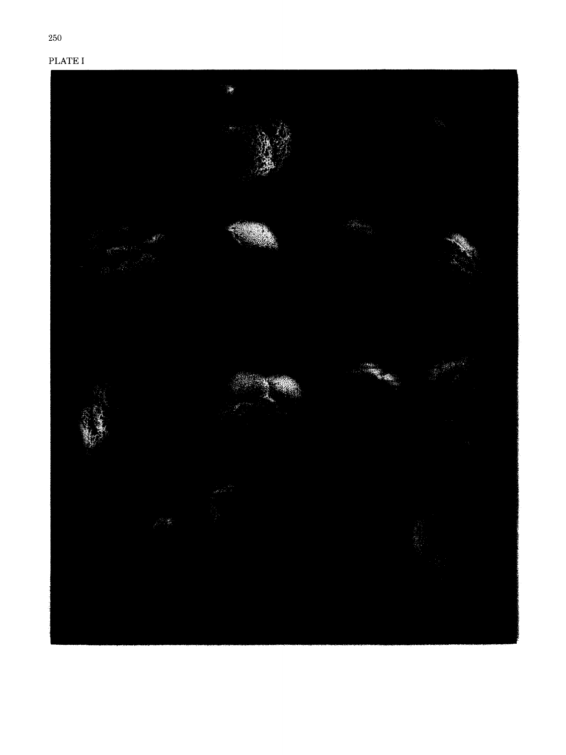PLATE I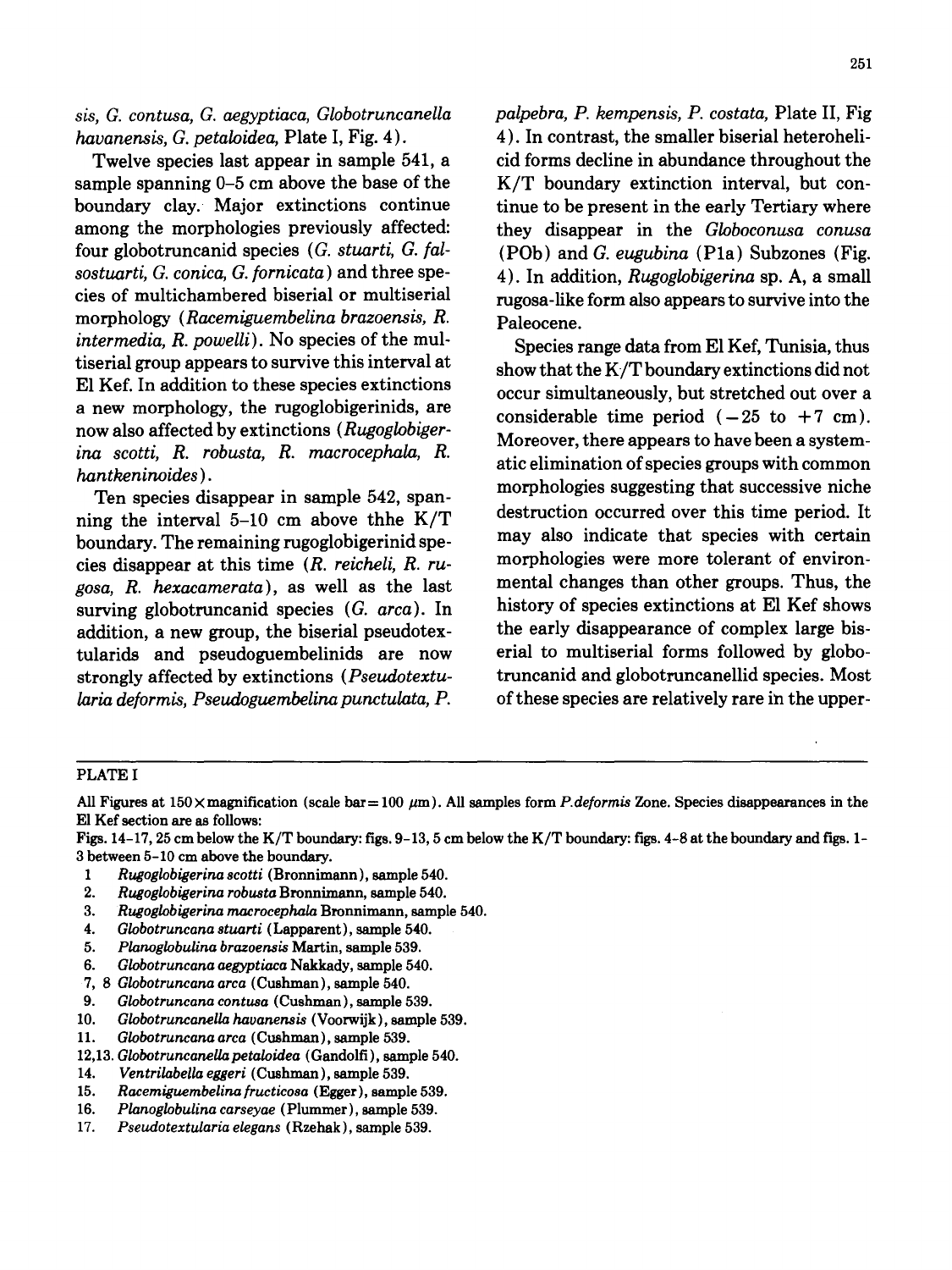*sis, G. contusa, G. aegyptiaca, Globotruncanella havanensis, G. petaloidea*, Plate I, Fig. 4).

Twelve species last appear in sample 541, a sample spanning 0–5 cm above the base of the boundary clay. Major extinctions continue among the morphologies previously affected: four globotruncanid species (*G. stuarti, G. falsostuarti, G. conica, G. fornicata*) and three species of multichambered biserial or multiserial morphology (*Racemiguembelina brazoensis, R. intermedia, R. powelli*). No species of the multiserial group appears to survive this interval at El Kef. In addition to these species extinctions a new morphology, the rugoglobigerinids, are now also affected by extinctions (*Rugoglobigerina scotti, R. robusta, R. macrocephala, R. hantkeninoides*).

Ten species disappear in sample 542, spanning the interval 5–10 cm above thhe K/T boundary. The remaining rugoglobigerinid species disappear at this time (*R. reicheli, R. rugosa, R. hexacamerata*), as well as the last surving globotruncanid species (*G. arca*). In addition, a new group, the biserial pseudotextularids and pseudoguembelinids are now strongly affected by extinctions (*Pseudotextularia deformis, Pseudoguembelina punctulata, P. palpebra, P. kempensis, P. costata*, Plate II, Fig 4). In contrast, the smaller biserial heterohelicid forms decline in abundance throughout the K/T boundary extinction interval, but continue to be present in the early Tertiary where they disappear in the *Globoconusa conusa* (P0b) and *G. eugubina* (P1a) Subzones (Fig. 4). In addition, *Rugoglobigerina* sp. A, a small rugosa-like form also appears to survive into the Paleocene.

Species range data from El Kef, Tunisia, thus show that the K/T boundary extinctions did not occur simultaneously, but stretched out over a considerable time period (−25 to +7 cm). Moreover, there appears to have been a systematic elimination of species groups with common morphologies suggesting that successive niche destruction occurred over this time period. It may also indicate that species with certain morphologies were more tolerant of environmental changes than other groups. Thus, the history of species extinctions at El Kef shows the early disappearance of complex large biserial to multiserial forms followed by globotruncanid and globotruncanellid species. Most of these species are relatively rare in the upper-

---

PLATE I

All Figures at 150× magnification (scale bar = 100 μm). All samples form *P. deformis* Zone. Species disappearances in the El Kef section are as follows:

Figs. 14–17, 25 cm below the K/T boundary: figs. 9–13, 5 cm below the K/T boundary: figs. 4–8 at the boundary and figs. 1–3 between 5–10 cm above the boundary.

1. *Rugoglobigerina scotti* (Bronnimann), sample 540.
2. *Rugoglobigerina robusta* Bronnimann, sample 540.
3. *Rugoglobigerina macrocephala* Bronnimann, sample 540.
4. *Globotruncana stuarti* (Lapparent), sample 540.
5. *Planoglobulina brazoensis* Martin, sample 539.
6. *Globotruncana aegyptiaca* Nakkady, sample 540.

7, 8 *Globotruncana arca* (Cushman), sample 540.

9. *Globotruncana contusa* (Cushman), sample 539.
10. *Globotruncanella havanensis* (Voorwijk), sample 539.
11. *Globotruncana arca* (Cushman), sample 539.

12,13. *Globotruncanella petaloidea* (Gandolfi), sample 540.

14. *Ventrilabella eggeri* (Cushman), sample 539.
15. *Racemiguembelina fructicosa* (Egger), sample 539.
16. *Planoglobulina carseyae* (Plummer), sample 539.
17. *Pseudotextularia elegans* (Rzehak), sample 539.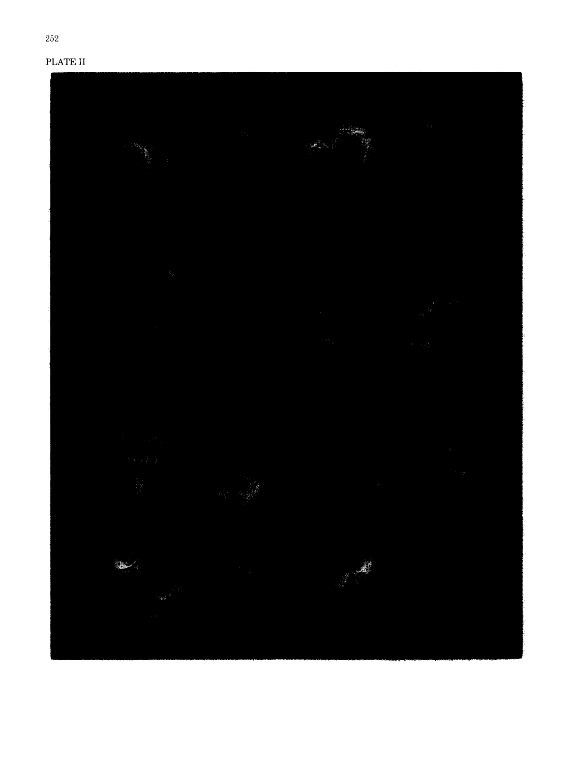PLATE II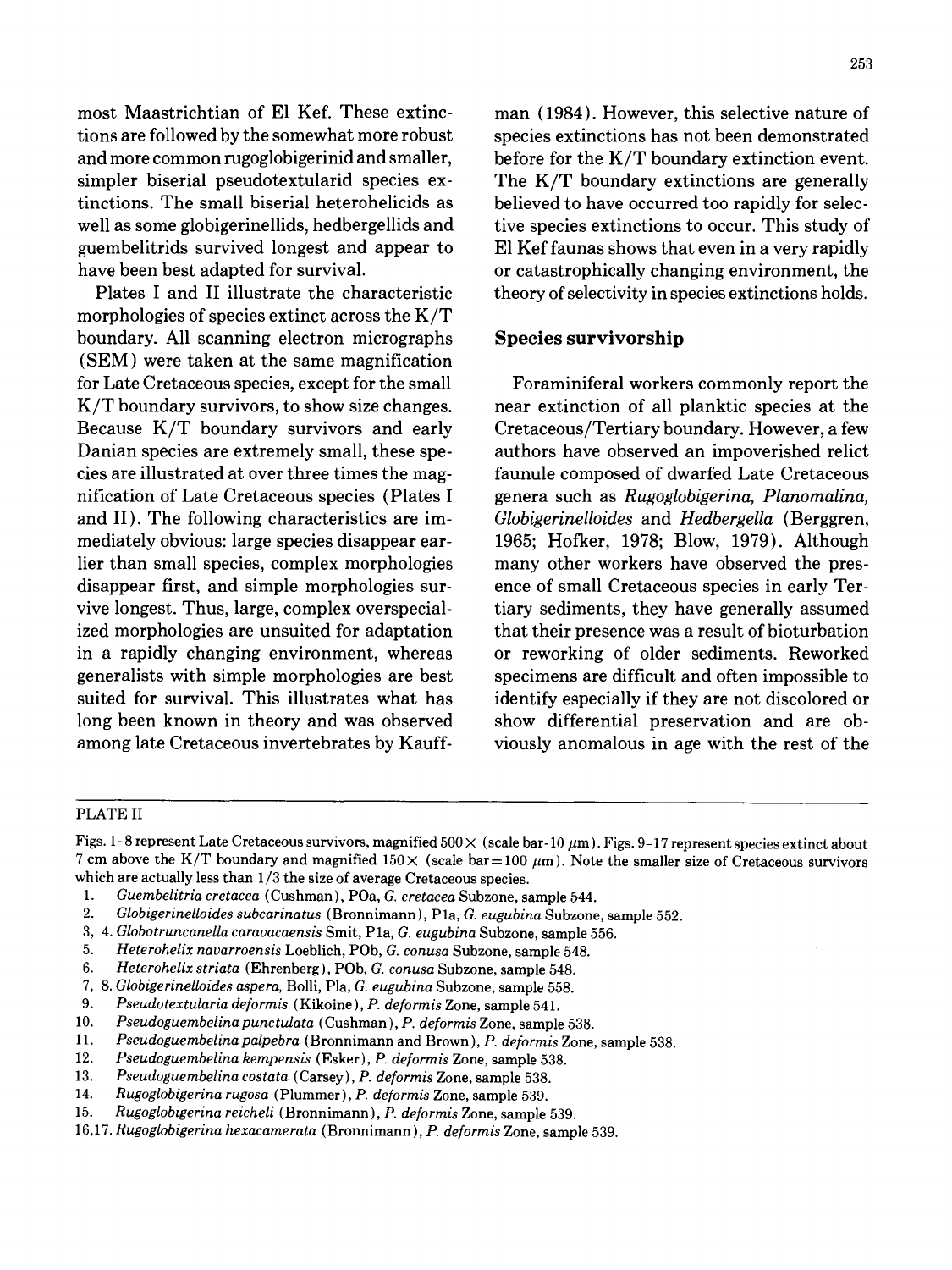most Maastrichtian of El Kef. These extinctions are followed by the somewhat more robust and more common rugoglobigerinid and smaller, simpler biserial pseudotextularid species extinctions. The small biserial heterohelicids as well as some globigerinellids, hedbergellids and guembelitrids survived longest and appear to have been best adapted for survival.

Plates I and II illustrate the characteristic morphologies of species extinct across the K/T boundary. All scanning electron micrographs (SEM) were taken at the same magnification for Late Cretaceous species, except for the small K/T boundary survivors, to show size changes. Because K/T boundary survivors and early Danian species are extremely small, these species are illustrated at over three times the magnification of Late Cretaceous species (Plates I and II). The following characteristics are immediately obvious: large species disappear earlier than small species, complex morphologies disappear first, and simple morphologies survive longest. Thus, large, complex overspecialized morphologies are unsuited for adaptation in a rapidly changing environment, whereas generalists with simple morphologies are best suited for survival. This illustrates what has long been known in theory and was observed among late Cretaceous invertebrates by Kauffman (1984). However, this selective nature of species extinctions has not been demonstrated before for the K/T boundary extinction event. The K/T boundary extinctions are generally believed to have occurred too rapidly for selective species extinctions to occur. This study of El Kef faunas shows that even in a very rapidly or catastrophically changing environment, the theory of selectivity in species extinctions holds.

## Species survivorship

Foraminiferal workers commonly report the near extinction of all planktic species at the Cretaceous/Tertiary boundary. However, a few authors have observed an impoverished relict faunule composed of dwarfed Late Cretaceous genera such as *Rugoglobigerina, Planomalina, Globigerinelloides* and *Hedbergella* (Berggren, 1965; Hofker, 1978; Blow, 1979). Although many other workers have observed the presence of small Cretaceous species in early Tertiary sediments, they have generally assumed that their presence was a result of bioturbation or reworking of older sediments. Reworked specimens are difficult and often impossible to identify especially if they are not discolored or show differential preservation and are obviously anomalous in age with the rest of the

---

PLATE II

Figs. 1–8 represent Late Cretaceous survivors, magnified 500× (scale bar-10 μm). Figs. 9–17 represent species extinct about 7 cm above the K/T boundary and magnified 150× (scale bar = 100 μm). Note the smaller size of Cretaceous survivors which are actually less than 1/3 the size of average Cretaceous species.

1. *Guembelitria cretacea* (Cushman), P0a, *G. cretacea* Subzone, sample 544.
2. *Globigerinelloides subcarinatus* (Bronnimann), P1a, *G. eugubina* Subzone, sample 552.
3, 4. *Globotruncanella caravacaensis* Smit, P1a, *G. eugubina* Subzone, sample 556.
5. *Heterohelix navarroensis* Loeblich, P0b, *G. conusa* Subzone, sample 548.
6. *Heterohelix striata* (Ehrenberg), P0b, *G. conusa* Subzone, sample 548.
7, 8. *Globigerinelloides aspera*, Bolli, P1a, *G. eugubina* Subzone, sample 558.
9. *Pseudotextularia deformis* (Kikoine), *P. deformis* Zone, sample 541.
10. *Pseudoguembelina punctulata* (Cushman), *P. deformis* Zone, sample 538.
11. *Pseudoguembelina palpebra* (Bronnimann and Brown), *P. deformis* Zone, sample 538.
12. *Pseudoguembelina kempensis* (Esker), *P. deformis* Zone, sample 538.
13. *Pseudoguembelina costata* (Carsey), *P. deformis* Zone, sample 538.
14. *Rugoglobigerina rugosa* (Plummer), *P. deformis* Zone, sample 539.
15. *Rugoglobigerina reicheli* (Bronnimann), *P. deformis* Zone, sample 539.
16, 17. *Rugoglobigerina hexacamerata* (Bronnimann), *P. deformis* Zone, sample 539.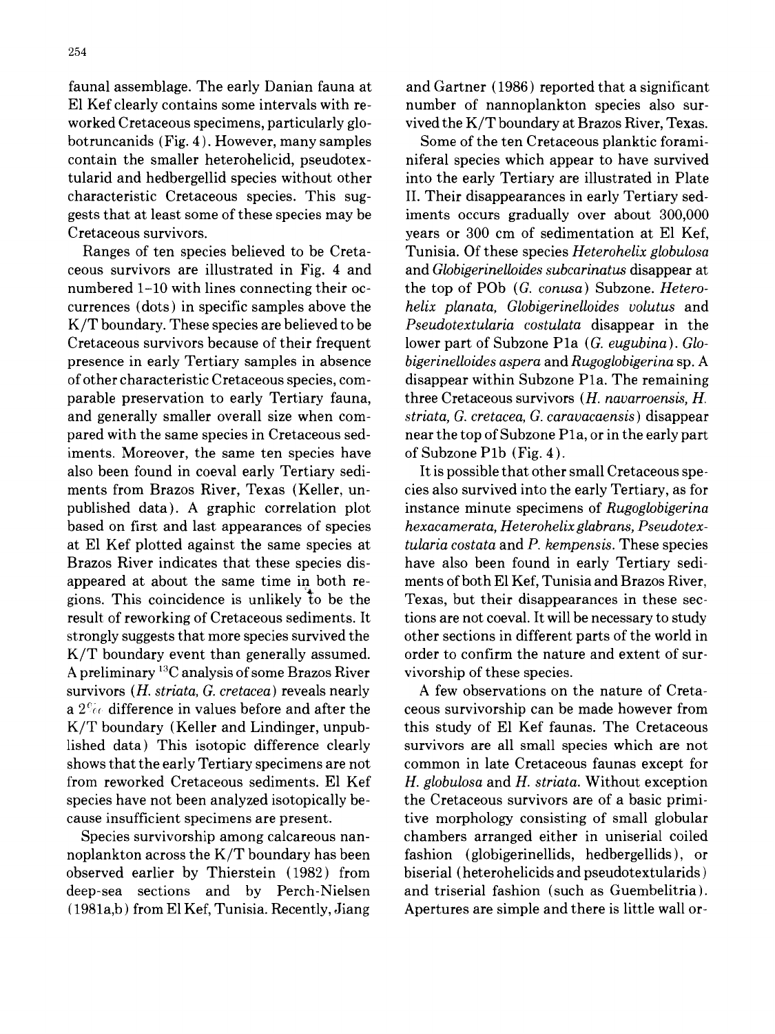faunal assemblage. The early Danian fauna at El Kef clearly contains some intervals with reworked Cretaceous specimens, particularly globotruncanids (Fig. 4). However, many samples contain the smaller heterohelicid, pseudotextularid and hedbergellid species without other characteristic Cretaceous species. This suggests that at least some of these species may be Cretaceous survivors.

Ranges of ten species believed to be Cretaceous survivors are illustrated in Fig. 4 and numbered 1–10 with lines connecting their occurrences (dots) in specific samples above the K/T boundary. These species are believed to be Cretaceous survivors because of their frequent presence in early Tertiary samples in absence of other characteristic Cretaceous species, comparable preservation to early Tertiary fauna, and generally smaller overall size when compared with the same species in Cretaceous sediments. Moreover, the same ten species have also been found in coeval early Tertiary sediments from Brazos River, Texas (Keller, unpublished data). A graphic correlation plot based on first and last appearances of species at El Kef plotted against the same species at Brazos River indicates that these species disappeared at about the same time in both regions. This coincidence is unlikely to be the result of reworking of Cretaceous sediments. It strongly suggests that more species survived the K/T boundary event than generally assumed. A preliminary $^{13}C$ analysis of some Brazos River survivors (*H. striata, G. cretacea*) reveals nearly a 2‰ difference in values before and after the K/T boundary (Keller and Lindinger, unpublished data) This isotopic difference clearly shows that the early Tertiary specimens are not from reworked Cretaceous sediments. El Kef species have not been analyzed isotopically because insufficient specimens are present.

Species survivorship among calcareous nannoplankton across the K/T boundary has been observed earlier by Thierstein (1982) from deep-sea sections and by Perch-Nielsen (1981a,b) from El Kef, Tunisia. Recently, Jiang and Gartner (1986) reported that a significant number of nannoplankton species also survived the K/T boundary at Brazos River, Texas.

Some of the ten Cretaceous planktic foraminiferal species which appear to have survived into the early Tertiary are illustrated in Plate II. Their disappearances in early Tertiary sediments occurs gradually over about 300,000 years or 300 cm of sedimentation at El Kef, Tunisia. Of these species *Heterohelix globulosa* and *Globigerinelloides subcarinatus* disappear at the top of P0b (*G. conusa*) Subzone. *Heterohelix planata, Globigerinelloides volutus* and *Pseudotextularia costulata* disappear in the lower part of Subzone P1a (*G. eugubina*). *Globigerinelloides aspera* and *Rugoglobigerina* sp. A disappear within Subzone P1a. The remaining three Cretaceous survivors (*H. navarroensis, H. striata, G. cretacea, G. caravacaensis*) disappear near the top of Subzone P1a, or in the early part of Subzone P1b (Fig. 4).

It is possible that other small Cretaceous species also survived into the early Tertiary, as for instance minute specimens of *Rugoglobigerina hexacamerata, Heterohelix glabrans, Pseudotextularia costata* and *P. kempensis*. These species have also been found in early Tertiary sediments of both El Kef, Tunisia and Brazos River, Texas, but their disappearances in these sections are not coeval. It will be necessary to study other sections in different parts of the world in order to confirm the nature and extent of survivorship of these species.

A few observations on the nature of Cretaceous survivorship can be made however from this study of El Kef faunas. The Cretaceous survivors are all small species which are not common in late Cretaceous faunas except for *H. globulosa* and *H. striata*. Without exception the Cretaceous survivors are of a basic primitive morphology consisting of small globular chambers arranged either in uniserial coiled fashion (globigerinellids, hedbergellids), or biserial (heterohelicids and pseudotextularids) and triserial fashion (such as Guembelitria). Apertures are simple and there is little wall or-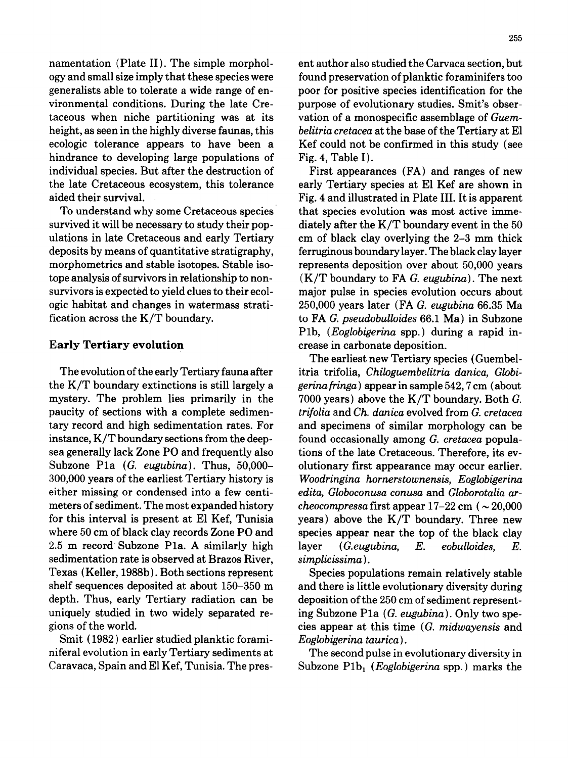namentation (Plate II). The simple morphology and small size imply that these species were generalists able to tolerate a wide range of environmental conditions. During the late Cretaceous when niche partitioning was at its height, as seen in the highly diverse faunas, this ecologic tolerance appears to have been a hindrance to developing large populations of individual species. But after the destruction of the late Cretaceous ecosystem, this tolerance aided their survival.

To understand why some Cretaceous species survived it will be necessary to study their populations in late Cretaceous and early Tertiary deposits by means of quantitative stratigraphy, morphometrics and stable isotopes. Stable isotope analysis of survivors in relationship to nonsurvivors is expected to yield clues to their ecologic habitat and changes in watermass stratification across the K/T boundary.

## Early Tertiary evolution

The evolution of the early Tertiary fauna after the K/T boundary extinctions is still largely a mystery. The problem lies primarily in the paucity of sections with a complete sedimentary record and high sedimentation rates. For instance, K/T boundary sections from the deep-sea generally lack Zone P0 and frequently also Subzone P1a (*G. eugubina*). Thus, 50,000–300,000 years of the earliest Tertiary history is either missing or condensed into a few centimeters of sediment. The most expanded history for this interval is present at El Kef, Tunisia where 50 cm of black clay records Zone P0 and 2.5 m record Subzone P1a. A similarly high sedimentation rate is observed at Brazos River, Texas (Keller, 1988b). Both sections represent shelf sequences deposited at about 150–350 m depth. Thus, early Tertiary radiation can be uniquely studied in two widely separated regions of the world.

Smit (1982) earlier studied planktic foraminiferal evolution in early Tertiary sediments at Caravaca, Spain and El Kef, Tunisia. The present author also studied the Carvaca section, but found preservation of planktic foraminifers too poor for positive species identification for the purpose of evolutionary studies. Smit's observation of a monospecific assemblage of *Guembelitria cretacea* at the base of the Tertiary at El Kef could not be confirmed in this study (see Fig. 4, Table I).

First appearances (FA) and ranges of new early Tertiary species at El Kef are shown in Fig. 4 and illustrated in Plate III. It is apparent that species evolution was most active immediately after the K/T boundary event in the 50 cm of black clay overlying the 2–3 mm thick ferruginous boundary layer. The black clay layer represents deposition over about 50,000 years (K/T boundary to FA *G. eugubina*). The next major pulse in species evolution occurs about 250,000 years later (FA *G. eugubina* 66.35 Ma to FA *G. pseudobulloides* 66.1 Ma) in Subzone P1b, (*Eoglobigerina* spp.) during a rapid increase in carbonate deposition.

The earliest new Tertiary species (Guembelitria trifolia, *Chiloguembelitria danica*, *Globigerina fringa*) appear in sample 542, 7 cm (about 7000 years) above the K/T boundary. Both *G. trifolia* and *Ch. danica* evolved from *G. cretacea* and specimens of similar morphology can be found occasionally among *G. cretacea* populations of the late Cretaceous. Therefore, its evolutionary first appearance may occur earlier. *Woodringina hornerstownensis*, *Eoglobigerina edita*, *Globoconusa conusa* and *Globorotalia archeocompressa* first appear 17–22 cm (~20,000 years) above the K/T boundary. Three new species appear near the top of the black clay layer (*G.eugubina*, *E. eobulloides*, *E. simplicissima*).

Species populations remain relatively stable and there is little evolutionary diversity during deposition of the 250 cm of sediment representing Subzone P1a (*G. eugubina*). Only two species appear at this time (*G. midwayensis* and *Eoglobigerina taurica*).

The second pulse in evolutionary diversity in Subzone $P1b_1$ (*Eoglobigerina* spp.) marks the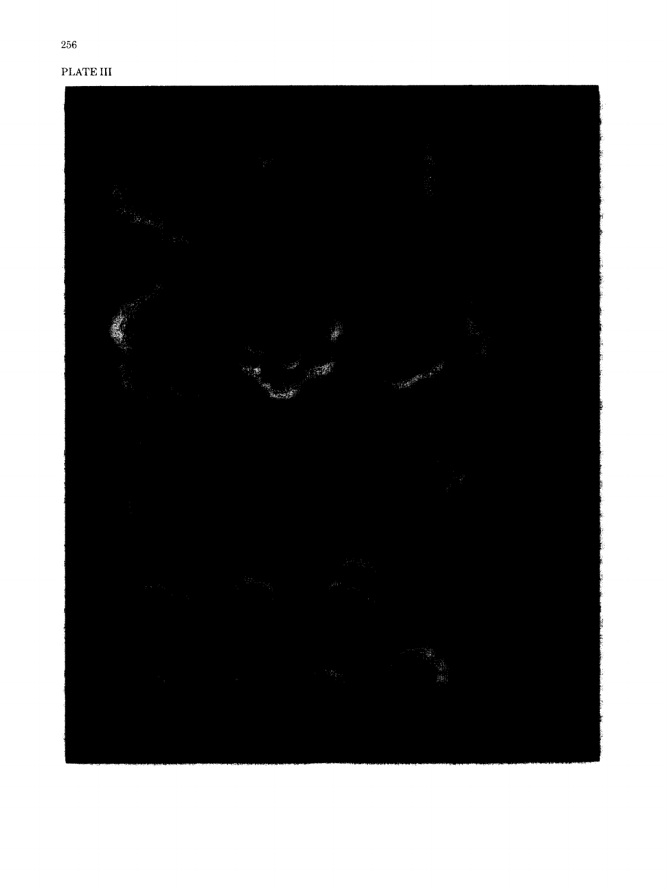PLATE III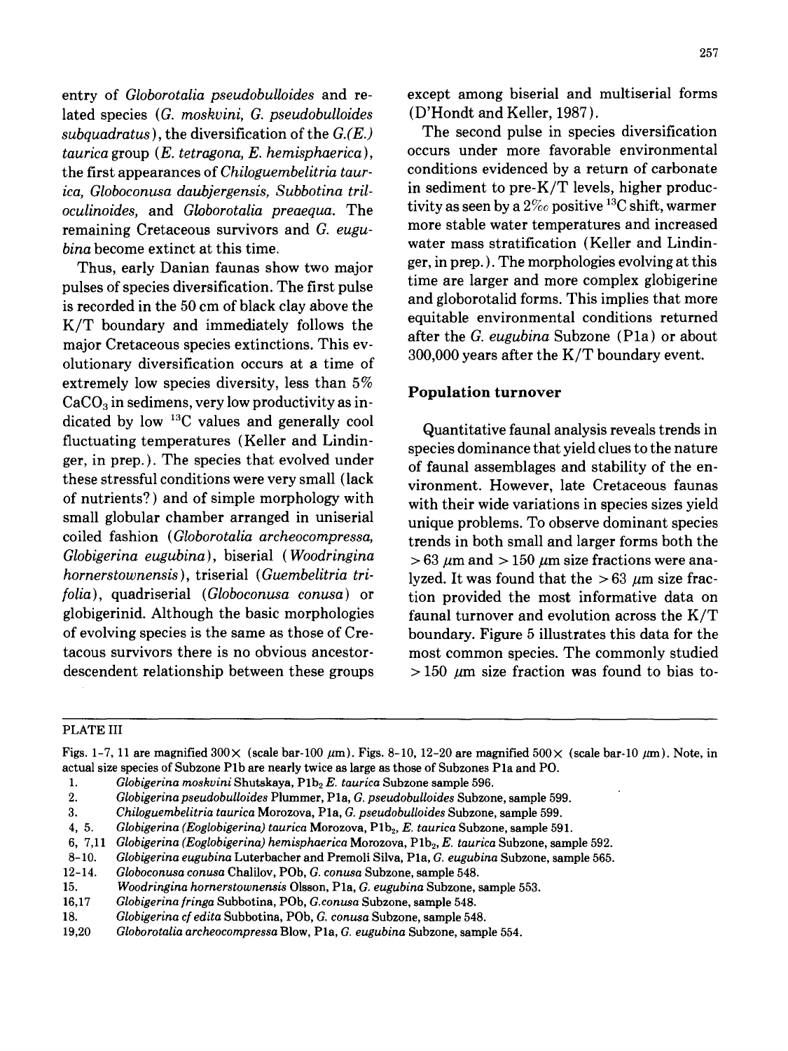entry of *Globorotalia pseudobulloides* and related species (*G. moskvini*, *G. pseudobulloides subquadratus*), the diversification of the *G.(E.) taurica* group (*E. tetragona*, *E. hemisphaerica*), the first appearances of *Chiloguembelitria taurica*, *Globoconusa daubjergensis*, *Subbotina triloculinoides*, and *Globorotalia preaequa*. The remaining Cretaceous survivors and *G. eugubina* become extinct at this time.

Thus, early Danian faunas show two major pulses of species diversification. The first pulse is recorded in the 50 cm of black clay above the K/T boundary and immediately follows the major Cretaceous species extinctions. This evolutionary diversification occurs at a time of extremely low species diversity, less than 5% $CaCO_3$ in sedimens, very low productivity as indicated by low $^{13}C$ values and generally cool fluctuating temperatures (Keller and Lindinger, in prep.). The species that evolved under these stressful conditions were very small (lack of nutrients?) and of simple morphology with small globular chamber arranged in uniserial coiled fashion (*Globorotalia archeocompressa*, *Globigerina eugubina*), biserial (*Woodringina hornerstownensis*), triserial (*Guembelitria trifolia*), quadriserial (*Globoconusa conusa*) or globigerinid. Although the basic morphologies of evolving species is the same as those of Cretacous survivors there is no obvious ancestor-descendent relationship between these groups except among biserial and multiserial forms (D'Hondt and Keller, 1987).

The second pulse in species diversification occurs under more favorable environmental conditions evidenced by a return of carbonate in sediment to pre-K/T levels, higher productivity as seen by a 2‰ positive $^{13}C$ shift, warmer more stable water temperatures and increased water mass stratification (Keller and Lindinger, in prep.). The morphologies evolving at this time are larger and more complex globigerine and globorotalid forms. This implies that more equitable environmental conditions returned after the *G. eugubina* Subzone (P1a) or about 300,000 years after the K/T boundary event.

## Population turnover

Quantitative faunal analysis reveals trends in species dominance that yield clues to the nature of faunal assemblages and stability of the environment. However, late Cretaceous faunas with their wide variations in species sizes yield unique problems. To observe dominant species trends in both small and larger forms both the $> 63$ μm and $> 150$ μm size fractions were analyzed. It was found that the $> 63$ μm size fraction provided the most informative data on faunal turnover and evolution across the K/T boundary. Figure 5 illustrates this data for the most common species. The commonly studied $> 150$ μm size fraction was found to bias to-

PLATE III

Figs. 1-7, 11 are magnified 300× (scale bar-100 μm). Figs. 8-10, 12-20 are magnified 500× (scale bar-10 μm). Note, in actual size species of Subzone P1b are nearly twice as large as those of Subzones P1a and P0.

1. *Globigerina moskvini* Shutskaya, P1b$_2$ *E. taurica* Subzone sample 596.
2. *Globigerina pseudobulloides* Plummer, P1a, *G. pseudobulloides* Subzone, sample 599.
3. *Chiloguembelitria taurica* Morozova, P1a, *G. pseudobulloides* Subzone, sample 599.
4, 5. *Globigerina (Eoglobigerina) taurica* Morozova, P1b$_2$, *E. taurica* Subzone, sample 591.
6, 7,11 *Globigerina (Eoglobigerina) hemisphaerica* Morozova, P1b$_2$, *E. taurica* Subzone, sample 592.
8-10. *Globigerina eugubina* Luterbacher and Premoli Silva, P1a, *G. eugubina* Subzone, sample 565.
12-14. *Globoconusa conusa* Chalilov, P0b, *G. conusa* Subzone, sample 548.
15. *Woodringina hornerstownensis* Olsson, P1a, *G. eugubina* Subzone, sample 553.
16,17 *Globigerina fringa* Subbotina, P0b, *G.conusa* Subzone, sample 548.
18. *Globigerina cf edita* Subbotina, P0b, *G. conusa* Subzone, sample 548.
19,20 *Globorotalia archeocompressa* Blow, P1a, *G. eugubina* Subzone, sample 554.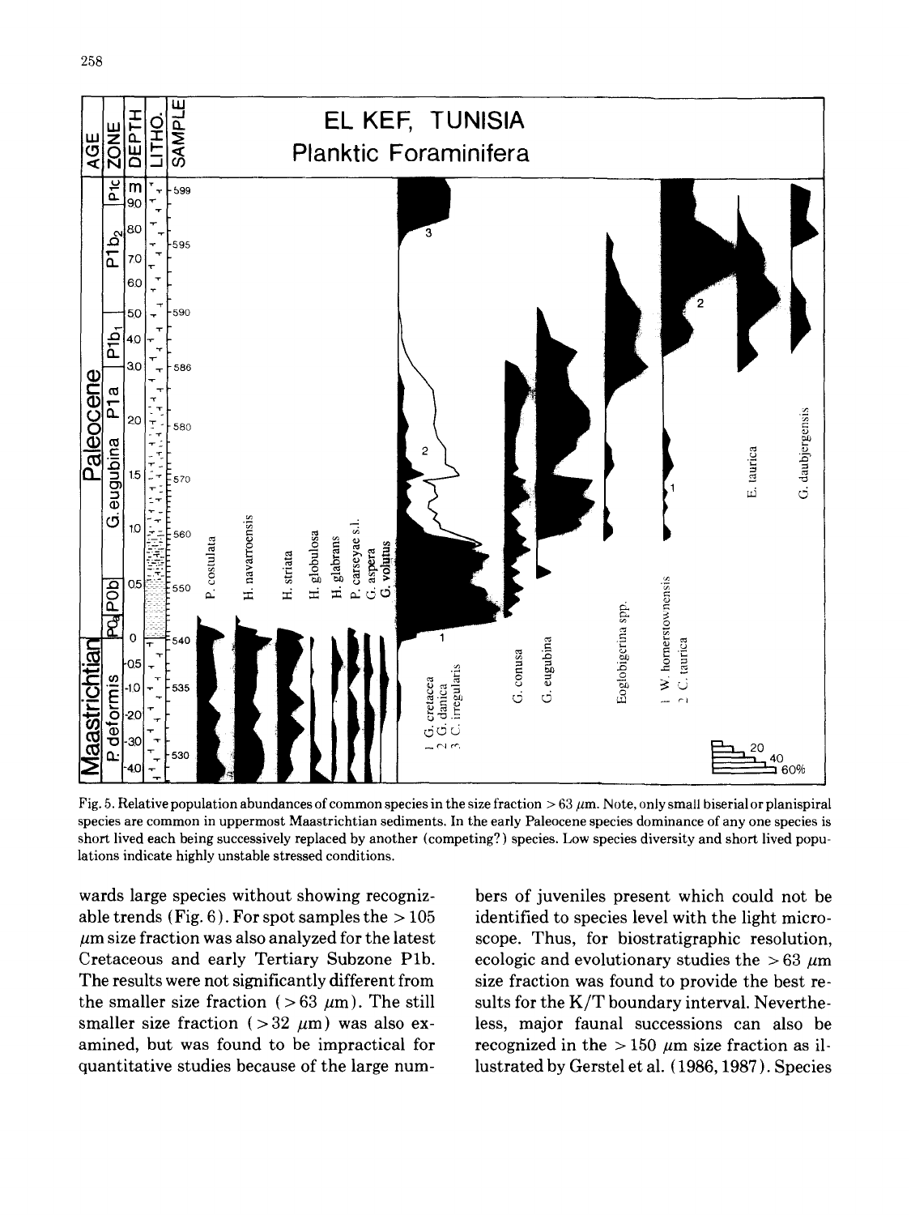Fig. 5. Relative population abundances of common species in the size fraction > 63 $\mu$m. Note, only small biserial or planispiral species are common in uppermost Maastrichtian sediments. In the early Paleocene species dominance of any one species is short lived each being successively replaced by another (competing?) species. Low species diversity and short lived populations indicate highly unstable stressed conditions.

wards large species without showing recognizable trends (Fig. 6). For spot samples the > 105 $\mu$m size fraction was also analyzed for the latest Cretaceous and early Tertiary Subzone P1b. The results were not significantly different from the smaller size fraction (> 63 $\mu$m). The still smaller size fraction (> 32 $\mu$m) was also examined, but was found to be impractical for quantitative studies because of the large numbers of juveniles present which could not be identified to species level with the light microscope. Thus, for biostratigraphic resolution, ecologic and evolutionary studies the > 63 $\mu$m size fraction was found to provide the best results for the K/T boundary interval. Nevertheless, major faunal successions can also be recognized in the > 150 $\mu$m size fraction as illustrated by Gerstel et al. (1986, 1987). Species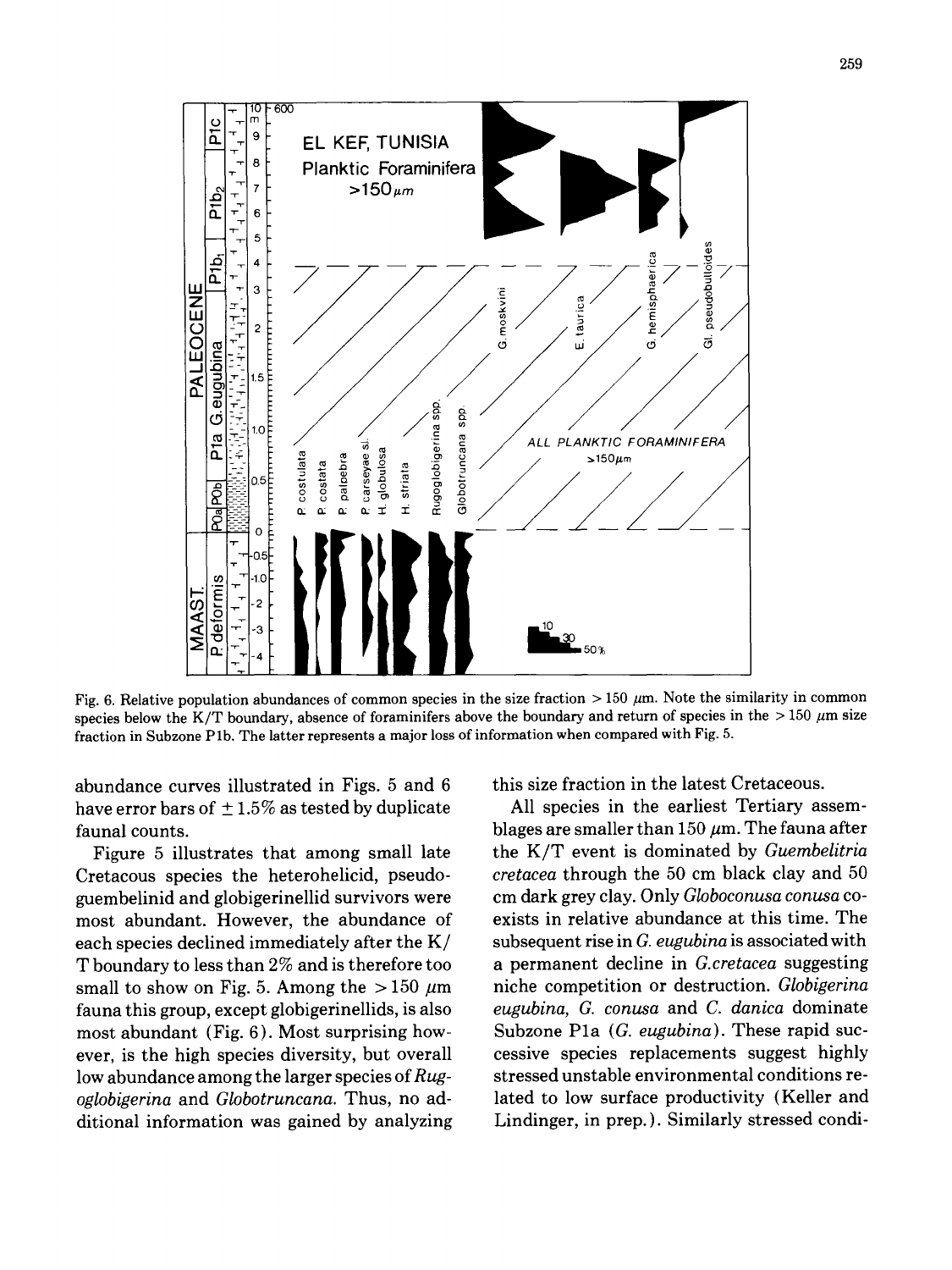Fig. 6. Relative population abundances of common species in the size fraction > 150 μm. Note the similarity in common species below the K/T boundary, absence of foraminifers above the boundary and return of species in the > 150 μm size fraction in Subzone P1b. The latter represents a major loss of information when compared with Fig. 5.

abundance curves illustrated in Figs. 5 and 6 have error bars of ± 1.5% as tested by duplicate faunal counts.

Figure 5 illustrates that among small late Cretacous species the heterohelicid, pseudoguembelinid and globigerinellid survivors were most abundant. However, the abundance of each species declined immediately after the K/T boundary to less than 2% and is therefore too small to show on Fig. 5. Among the > 150 μm fauna this group, except globigerinellids, is also most abundant (Fig. 6). Most surprising however, is the high species diversity, but overall low abundance among the larger species of *Rugoglobigerina* and *Globotruncana*. Thus, no additional information was gained by analyzing this size fraction in the latest Cretaceous.

All species in the earliest Tertiary assemblages are smaller than 150 μm. The fauna after the K/T event is dominated by *Guembelitria cretacea* through the 50 cm black clay and 50 cm dark grey clay. Only *Globoconusa conusa* coexists in relative abundance at this time. The subsequent rise in *G. eugubina* is associated with a permanent decline in *G.cretacea* suggesting niche competition or destruction. *Globigerina eugubina, G. conusa* and *C. danica* dominate Subzone P1a (*G. eugubina*). These rapid successive species replacements suggest highly stressed unstable environmental conditions related to low surface productivity (Keller and Lindinger, in prep.). Similarly stressed condi-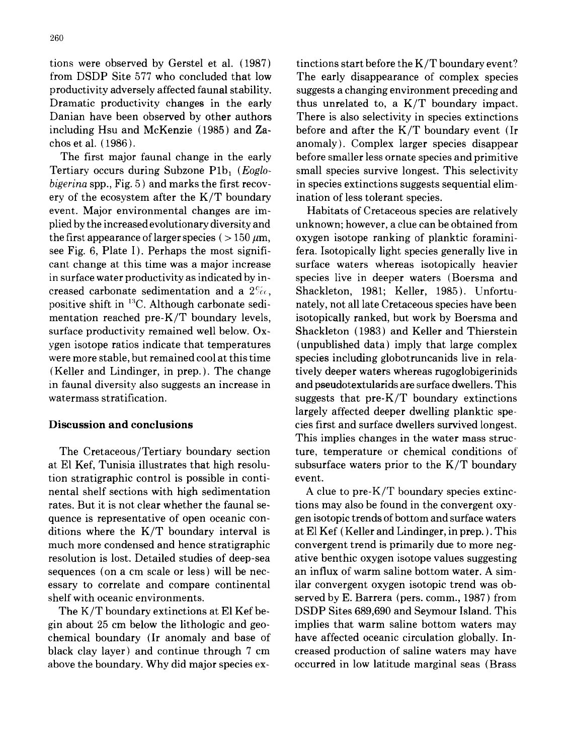tions were observed by Gerstel et al. (1987) from DSDP Site 577 who concluded that low productivity adversely affected faunal stability. Dramatic productivity changes in the early Danian have been observed by other authors including Hsu and McKenzie (1985) and Zachos et al. (1986).

The first major faunal change in the early Tertiary occurs during Subzone $P1b_1$ (*Eoglobigerina* spp., Fig. 5) and marks the first recovery of the ecosystem after the K/T boundary event. Major environmental changes are implied by the increased evolutionary diversity and the first appearance of larger species ( > 150 $\mu$m, see Fig. 6, Plate I). Perhaps the most significant change at this time was a major increase in surface water productivity as indicated by increased carbonate sedimentation and a 2‰ positive shift in $^{13}C$. Although carbonate sedimentation reached pre-K/T boundary levels, surface productivity remained well below. Oxygen isotope ratios indicate that temperatures were more stable, but remained cool at this time (Keller and Lindinger, in prep.). The change in faunal diversity also suggests an increase in watermass stratification.

## Discussion and conclusions

The Cretaceous/Tertiary boundary section at El Kef, Tunisia illustrates that high resolution stratigraphic control is possible in continental shelf sections with high sedimentation rates. But it is not clear whether the faunal sequence is representative of open oceanic conditions where the K/T boundary interval is much more condensed and hence stratigraphic resolution is lost. Detailed studies of deep-sea sequences (on a cm scale or less) will be necessary to correlate and compare continental shelf with oceanic environments.

The K/T boundary extinctions at El Kef begin about 25 cm below the lithologic and geochemical boundary (Ir anomaly and base of black clay layer) and continue through 7 cm above the boundary. Why did major species extinctions start before the K/T boundary event? The early disappearance of complex species suggests a changing environment preceding and thus unrelated to, a K/T boundary impact. There is also selectivity in species extinctions before and after the K/T boundary event (Ir anomaly). Complex larger species disappear before smaller less ornate species and primitive small species survive longest. This selectivity in species extinctions suggests sequential elimination of less tolerant species.

Habitats of Cretaceous species are relatively unknown; however, a clue can be obtained from oxygen isotope ranking of planktic foraminifera. Isotopically light species generally live in surface waters whereas isotopically heavier species live in deeper waters (Boersma and Shackleton, 1981; Keller, 1985). Unfortunately, not all late Cretaceous species have been isotopically ranked, but work by Boersma and Shackleton (1983) and Keller and Thierstein (unpublished data) imply that large complex species including globotruncanids live in relatively deeper waters whereas rugoglobigerinids and pseudotextularids are surface dwellers. This suggests that pre-K/T boundary extinctions largely affected deeper dwelling planktic species first and surface dwellers survived longest. This implies changes in the water mass structure, temperature or chemical conditions of subsurface waters prior to the K/T boundary event.

A clue to pre-K/T boundary species extinctions may also be found in the convergent oxygen isotopic trends of bottom and surface waters at El Kef (Keller and Lindinger, in prep.). This convergent trend is primarily due to more negative benthic oxygen isotope values suggesting an influx of warm saline bottom water. A similar convergent oxygen isotopic trend was observed by E. Barrera (pers. comm., 1987) from DSDP Sites 689,690 and Seymour Island. This implies that warm saline bottom waters may have affected oceanic circulation globally. Increased production of saline waters may have occurred in low latitude marginal seas (Brass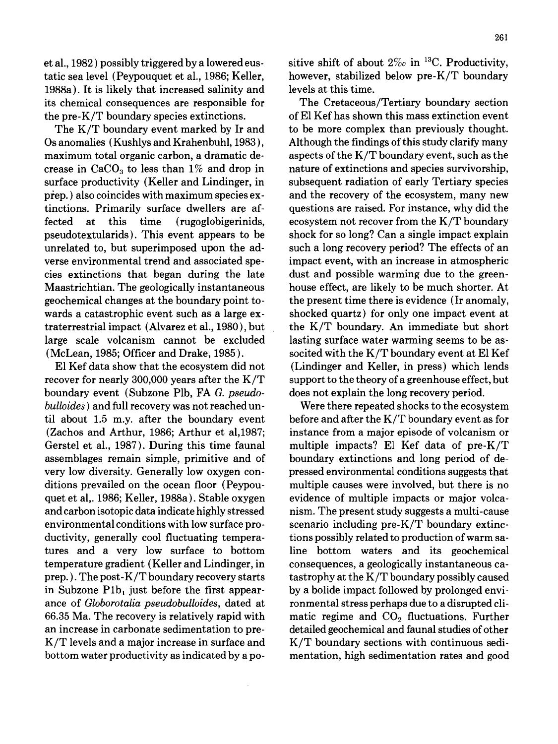et al., 1982) possibly triggered by a lowered eustatic sea level (Peypouquet et al., 1986; Keller, 1988a). It is likely that increased salinity and its chemical consequences are responsible for the pre-K/T boundary species extinctions.

The K/T boundary event marked by Ir and Os anomalies (Kushlys and Krahenbuhl, 1983), maximum total organic carbon, a dramatic decrease in $CaCO_3$ to less than 1% and drop in surface productivity (Keller and Lindinger, in prep.) also coincides with maximum species extinctions. Primarily surface dwellers are affected at this time (rugoglobigerinids, pseudotextularids). This event appears to be unrelated to, but superimposed upon the adverse environmental trend and associated species extinctions that began during the late Maastrichtian. The geologically instantaneous geochemical changes at the boundary point towards a catastrophic event such as a large extraterrestrial impact (Alvarez et al., 1980), but large scale volcanism cannot be excluded (McLean, 1985; Officer and Drake, 1985).

El Kef data show that the ecosystem did not recover for nearly 300,000 years after the K/T boundary event (Subzone Plb, FA *G. pseudobulloides*) and full recovery was not reached until about 1.5 m.y. after the boundary event (Zachos and Arthur, 1986; Arthur et al,1987; Gerstel et al., 1987). During this time faunal assemblages remain simple, primitive and of very low diversity. Generally low oxygen conditions prevailed on the ocean floor (Peypouquet et al,. 1986; Keller, 1988a). Stable oxygen and carbon isotopic data indicate highly stressed environmental conditions with low surface productivity, generally cool fluctuating temperatures and a very low surface to bottom temperature gradient (Keller and Lindinger, in prep.). The post-K/T boundary recovery starts in Subzone $Plb_1$ just before the first appearance of *Globorotalia pseudobulloides*, dated at 66.35 Ma. The recovery is relatively rapid with an increase in carbonate sedimentation to pre-K/T levels and a major increase in surface and bottom water productivity as indicated by a positive shift of about 2‰ in $^{13}C$. Productivity, however, stabilized below pre-K/T boundary levels at this time.

The Cretaceous/Tertiary boundary section of El Kef has shown this mass extinction event to be more complex than previously thought. Although the findings of this study clarify many aspects of the K/T boundary event, such as the nature of extinctions and species survivorship, subsequent radiation of early Tertiary species and the recovery of the ecosystem, many new questions are raised. For instance, why did the ecosystem not recover from the K/T boundary shock for so long? Can a single impact explain such a long recovery period? The effects of an impact event, with an increase in atmospheric dust and possible warming due to the greenhouse effect, are likely to be much shorter. At the present time there is evidence (Ir anomaly, shocked quartz) for only one impact event at the K/T boundary. An immediate but short lasting surface water warming seems to be associted with the K/T boundary event at El Kef (Lindinger and Keller, in press) which lends support to the theory of a greenhouse effect, but does not explain the long recovery period.

Were there repeated shocks to the ecosystem before and after the K/T boundary event as for instance from a major episode of volcanism or multiple impacts? El Kef data of pre-K/T boundary extinctions and long period of depressed environmental conditions suggests that multiple causes were involved, but there is no evidence of multiple impacts or major volcanism. The present study suggests a multi-cause scenario including pre-K/T boundary extinctions possibly related to production of warm saline bottom waters and its geochemical consequences, a geologically instantaneous catastrophy at the K/T boundary possibly caused by a bolide impact followed by prolonged environmental stress perhaps due to a disrupted climatic regime and $CO_2$ fluctuations. Further detailed geochemical and faunal studies of other K/T boundary sections with continuous sedimentation, high sedimentation rates and good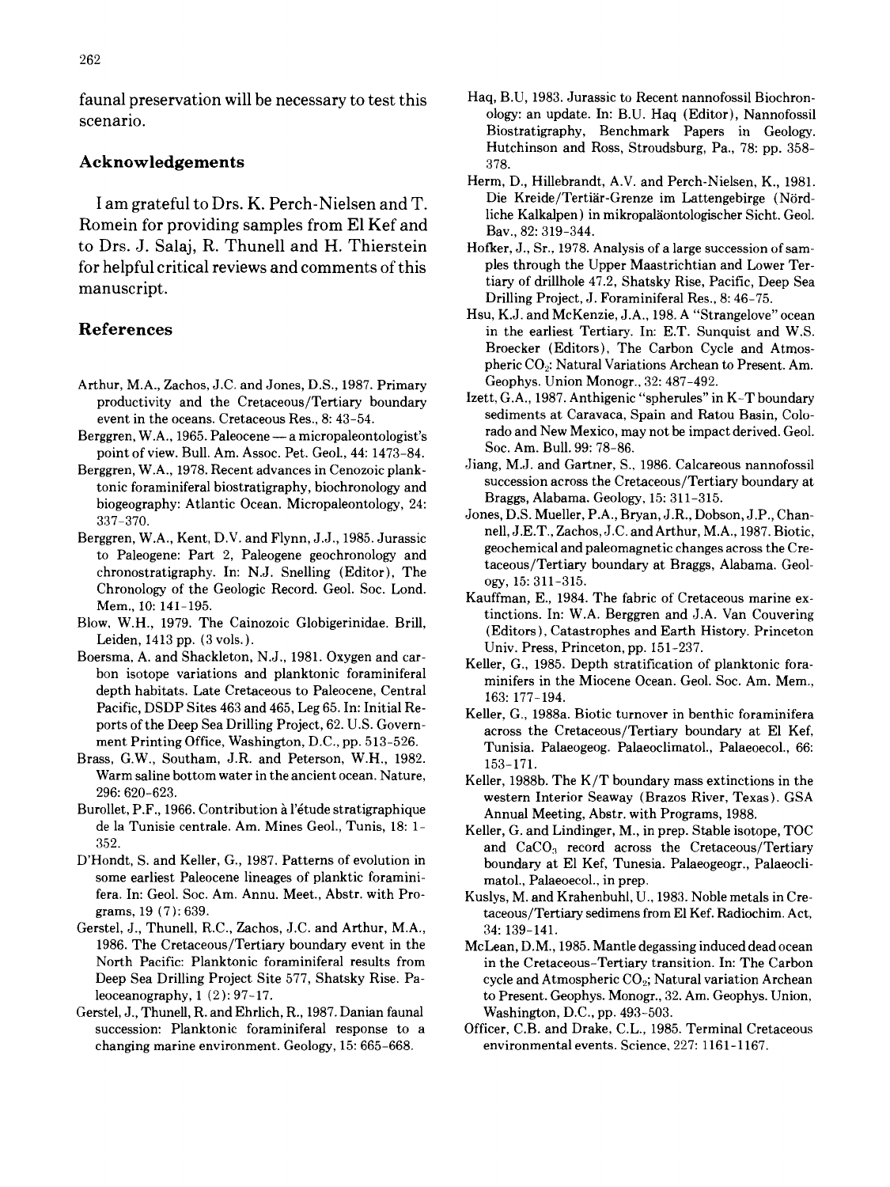faunal preservation will be necessary to test this scenario.

## Acknowledgements

I am grateful to Drs. K. Perch-Nielsen and T. Romein for providing samples from El Kef and to Drs. J. Salaj, R. Thunell and H. Thierstein for helpful critical reviews and comments of this manuscript.

## References

Arthur, M.A., Zachos, J.C. and Jones, D.S., 1987. Primary productivity and the Cretaceous/Tertiary boundary event in the oceans. Cretaceous Res., 8: 43–54.

Berggren, W.A., 1965. Paleocene — a micropaleontologist's point of view. Bull. Am. Assoc. Pet. Geol., 44: 1473–84.

Berggren, W.A., 1978. Recent advances in Cenozoic planktonic foraminiferal biostratigraphy, biochronology and biogeography: Atlantic Ocean. Micropaleontology, 24: 337–370.

Berggren, W.A., Kent, D.V. and Flynn, J.J., 1985. Jurassic to Paleogene: Part 2, Paleogene geochronology and chronostratigraphy. In: N.J. Snelling (Editor), The Chronology of the Geologic Record. Geol. Soc. Lond. Mem., 10: 141–195.

Blow, W.H., 1979. The Cainozoic Globigerinidae. Brill, Leiden, 1413 pp. (3 vols.).

Boersma, A. and Shackleton, N.J., 1981. Oxygen and carbon isotope variations and planktonic foraminiferal depth habitats. Late Cretaceous to Paleocene, Central Pacific, DSDP Sites 463 and 465, Leg 65. In: Initial Reports of the Deep Sea Drilling Project, 62. U.S. Government Printing Office, Washington, D.C., pp. 513–526.

Brass, G.W., Southam, J.R. and Peterson, W.H., 1982. Warm saline bottom water in the ancient ocean. Nature, 296: 620–623.

Burollet, P.F., 1966. Contribution à l'étude stratigraphique de la Tunisie centrale. Am. Mines Geol., Tunis, 18: 1–352.

D'Hondt, S. and Keller, G., 1987. Patterns of evolution in some earliest Paleocene lineages of planktic foraminifera. In: Geol. Soc. Am. Annu. Meet., Abstr. with Programs, 19 (7): 639.

Gerstel, J., Thunell, R.C., Zachos, J.C. and Arthur, M.A., 1986. The Cretaceous/Tertiary boundary event in the North Pacific: Planktonic foraminiferal results from Deep Sea Drilling Project Site 577, Shatsky Rise. Paleoceanography, 1 (2): 97–17.

Gerstel, J., Thunell, R. and Ehrlich, R., 1987. Danian faunal succession: Planktonic foraminiferal response to a changing marine environment. Geology, 15: 665–668.

Haq, B.U, 1983. Jurassic to Recent nannofossil Biochronology: an update. In: B.U. Haq (Editor), Nannofossil Biostratigraphy, Benchmark Papers in Geology. Hutchinson and Ross, Stroudsburg, Pa., 78: pp. 358–378.

Herm, D., Hillebrandt, A.V. and Perch-Nielsen, K., 1981. Die Kreide/Tertiär-Grenze im Lattengebirge (Nördliche Kalkalpen) in mikropaläontologischer Sicht. Geol. Bav., 82: 319–344.

Hofker, J., Sr., 1978. Analysis of a large succession of samples through the Upper Maastrichtian and Lower Tertiary of drillhole 47.2, Shatsky Rise, Pacific, Deep Sea Drilling Project, J. Foraminiferal Res., 8: 46–75.

Hsu, K.J. and McKenzie, J.A., 198. A "Strangelove" ocean in the earliest Tertiary. In: E.T. Sunquist and W.S. Broecker (Editors), The Carbon Cycle and Atmospheric $CO_2$: Natural Variations Archean to Present. Am. Geophys. Union Monogr., 32: 487–492.

Izett, G.A., 1987. Anthigenic "spherules" in K–T boundary sediments at Caravaca, Spain and Ratou Basin, Colorado and New Mexico, may not be impact derived. Geol. Soc. Am. Bull. 99: 78–86.

Jiang, M.J. and Gartner, S., 1986. Calcareous nannofossil succession across the Cretaceous/Tertiary boundary at Braggs, Alabama. Geology, 15: 311–315.

Jones, D.S. Mueller, P.A., Bryan, J.R., Dobson, J.P., Channell, J.E.T., Zachos, J.C. and Arthur, M.A., 1987. Biotic, geochemical and paleomagnetic changes across the Cretaceous/Tertiary boundary at Braggs, Alabama. Geology, 15: 311–315.

Kauffman, E., 1984. The fabric of Cretaceous marine extinctions. In: W.A. Berggren and J.A. Van Couvering (Editors), Catastrophes and Earth History. Princeton Univ. Press, Princeton, pp. 151–237.

Keller, G., 1985. Depth stratification of planktonic foraminifers in the Miocene Ocean. Geol. Soc. Am. Mem., 163: 177–194.

Keller, G., 1988a. Biotic turnover in benthic foraminifera across the Cretaceous/Tertiary boundary at El Kef, Tunisia. Palaeogeog. Palaeoclimatol., Palaeoecol., 66: 153–171.

Keller, G., 1988b. The K/T boundary mass extinctions in the western Interior Seaway (Brazos River, Texas). GSA Annual Meeting, Abstr. with Programs, 1988.

Keller, G. and Lindinger, M., in prep. Stable isotope, TOC and $CaCO_3$ record across the Cretaceous/Tertiary boundary at El Kef, Tunisia. Palaeogeogr., Palaeoclimatol., Palaeoecol., in prep.

Kuslys, M. and Krahenbuhl, U., 1983. Noble metals in Cretaceous/Tertiary sedimens from El Kef. Radiochim. Act, 34: 139–141.

McLean, D.M., 1985. Mantle degassing induced dead ocean in the Cretaceous–Tertiary transition. In: The Carbon cycle and Atmospheric $CO_2$; Natural variation Archean to Present. Geophys. Monogr., 32. Am. Geophys. Union, Washington, D.C., pp. 493–503.

Officer, C.B. and Drake, C.L., 1985. Terminal Cretaceous environmental events. Science, 227: 1161–1167.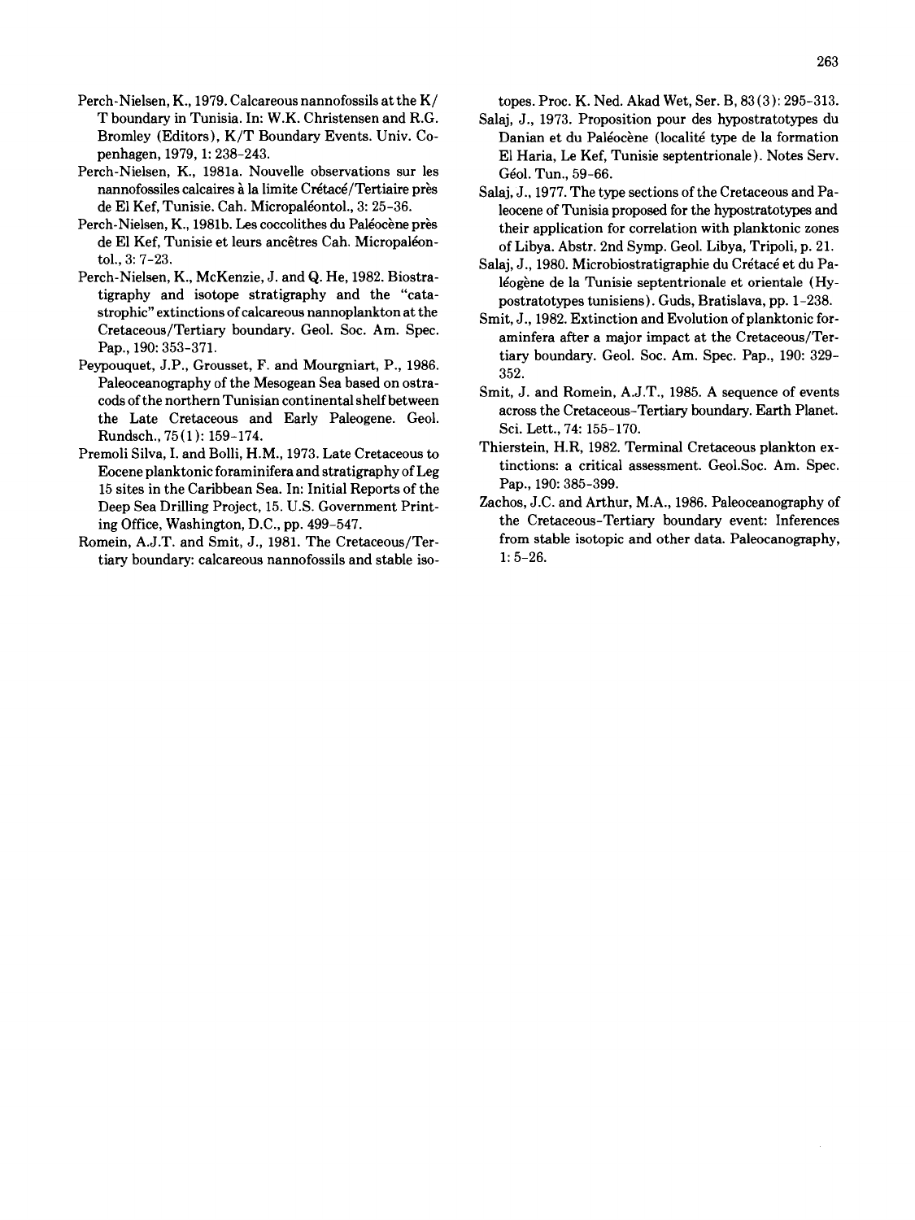Perch-Nielsen, K., 1979. Calcareous nannofossils at the K/T boundary in Tunisia. In: W.K. Christensen and R.G. Bromley (Editors), K/T Boundary Events. Univ. Copenhagen, 1979, 1: 238–243.

Perch-Nielsen, K., 1981a. Nouvelle observations sur les nannofossiles calcaires à la limite Crétacé/Tertiaire près de El Kef, Tunisie. Cah. Micropaléontol., 3: 25–36.

Perch-Nielsen, K., 1981b. Les coccolithes du Paléocène près de El Kef, Tunisie et leurs ancêtres Cah. Micropaléontol., 3: 7–23.

Perch-Nielsen, K., McKenzie, J. and Q. He, 1982. Biostratigraphy and isotope stratigraphy and the "catastrophic" extinctions of calcareous nannoplankton at the Cretaceous/Tertiary boundary. Geol. Soc. Am. Spec. Pap., 190: 353–371.

Peypouquet, J.P., Grousset, F. and Mourgniart, P., 1986. Paleoceanography of the Mesogean Sea based on ostracods of the northern Tunisian continental shelf between the Late Cretaceous and Early Paleogene. Geol. Rundsch., 75(1): 159–174.

Premoli Silva, I. and Bolli, H.M., 1973. Late Cretaceous to Eocene planktonic foraminifera and stratigraphy of Leg 15 sites in the Caribbean Sea. In: Initial Reports of the Deep Sea Drilling Project, 15. U.S. Government Printing Office, Washington, D.C., pp. 499–547.

Romein, A.J.T. and Smit, J., 1981. The Cretaceous/Tertiary boundary: calcareous nannofossils and stable isotopes. Proc. K. Ned. Akad Wet, Ser. B, 83(3): 295–313.

Salaj, J., 1973. Proposition pour des hypostratotypes du Danian et du Paléocène (localité type de la formation El Haria, Le Kef, Tunisie septentrionale). Notes Serv. Géol. Tun., 59–66.

Salaj, J., 1977. The type sections of the Cretaceous and Paleocene of Tunisia proposed for the hypostratotypes and their application for correlation with planktonic zones of Libya. Abstr. 2nd Symp. Geol. Libya, Tripoli, p. 21.

Salaj, J., 1980. Microbiostratigraphie du Crétacé et du Paléogène de la Tunisie septentrionale et orientale (Hypostratotypes tunisiens). Guds, Bratislava, pp. 1–238.

Smit, J., 1982. Extinction and Evolution of planktonic foraminfera after a major impact at the Cretaceous/Tertiary boundary. Geol. Soc. Am. Spec. Pap., 190: 329–352.

Smit, J. and Romein, A.J.T., 1985. A sequence of events across the Cretaceous–Tertiary boundary. Earth Planet. Sci. Lett., 74: 155–170.

Thierstein, H.R, 1982. Terminal Cretaceous plankton extinctions: a critical assessment. Geol.Soc. Am. Spec. Pap., 190: 385–399.

Zachos, J.C. and Arthur, M.A., 1986. Paleoceanography of the Cretaceous-Tertiary boundary event: Inferences from stable isotopic and other data. Paleocanography, 1: 5–26.